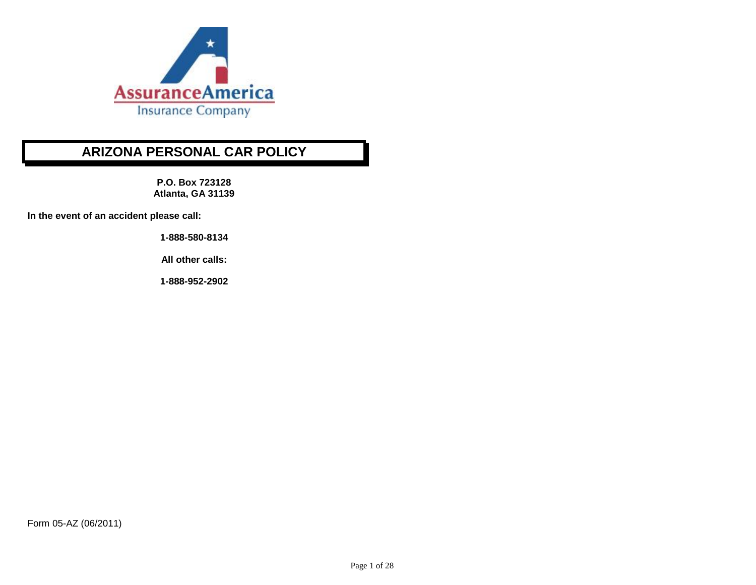AssuranceAmerica
Insurance Company

# ARIZONA PERSONAL CAR POLICY

**P.O. Box 723128**
**Atlanta, GA 31139**

**In the event of an accident please call:**

**1-888-580-8134**

**All other calls:**

**1-888-952-2902**

Form 05-AZ (06/2011)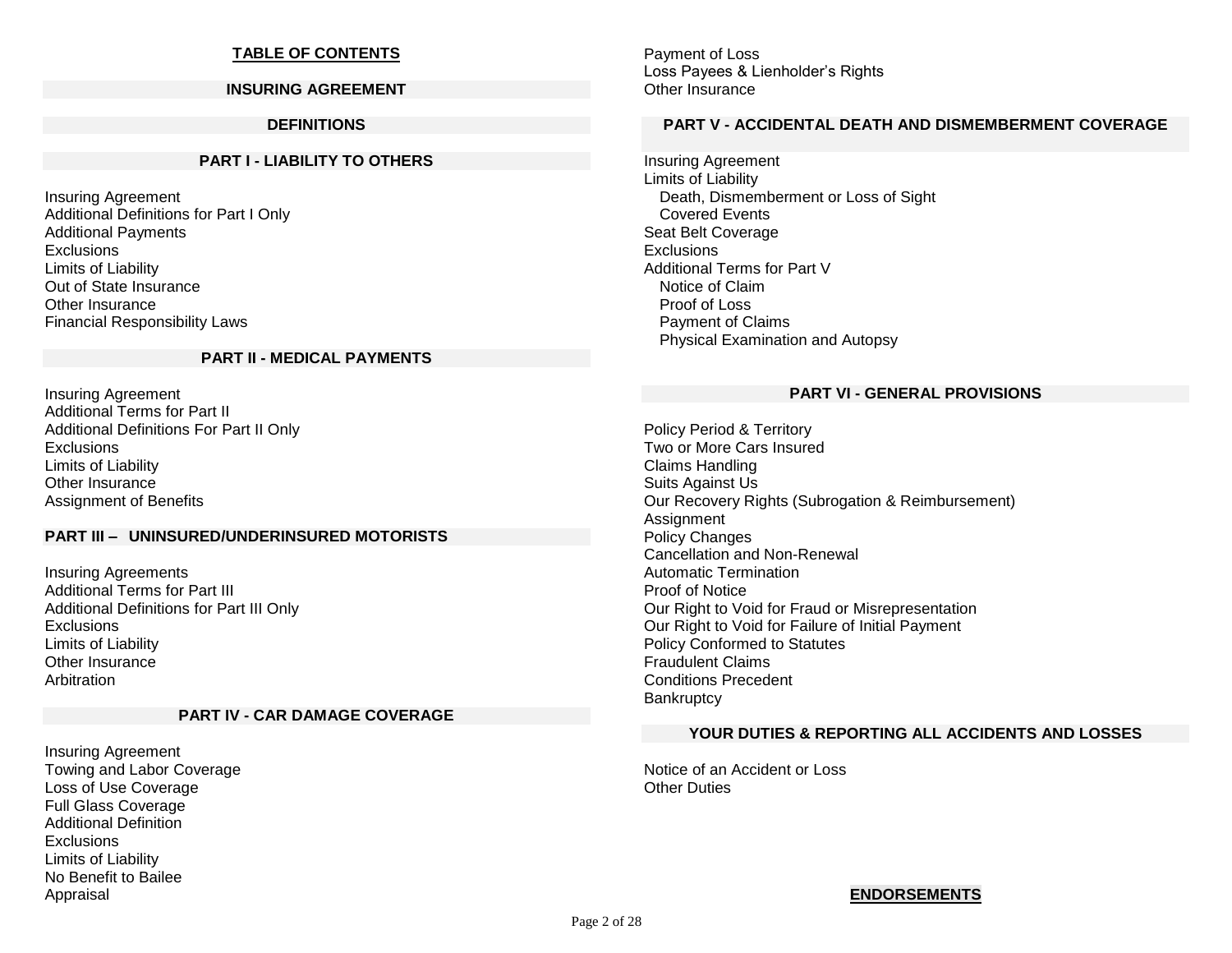# TABLE OF CONTENTS

## INSURING AGREEMENT

## DEFINITIONS

## PART I - LIABILITY TO OTHERS

Insuring Agreement
Additional Definitions for Part I Only
Additional Payments
Exclusions
Limits of Liability
Out of State Insurance
Other Insurance
Financial Responsibility Laws

## PART II - MEDICAL PAYMENTS

Insuring Agreement
Additional Terms for Part II
Additional Definitions For Part II Only
Exclusions
Limits of Liability
Other Insurance
Assignment of Benefits

## PART III – UNINSURED/UNDERINSURED MOTORISTS

Insuring Agreements
Additional Terms for Part III
Additional Definitions for Part III Only
Exclusions
Limits of Liability
Other Insurance
Arbitration

## PART IV - CAR DAMAGE COVERAGE

Insuring Agreement
Towing and Labor Coverage
Loss of Use Coverage
Full Glass Coverage
Additional Definition
Exclusions
Limits of Liability
No Benefit to Bailee
Appraisal
Payment of Loss
Loss Payees & Lienholder's Rights
Other Insurance

## PART V - ACCIDENTAL DEATH AND DISMEMBERMENT COVERAGE

Insuring Agreement
Limits of Liability
- Death, Dismemberment or Loss of Sight
- Covered Events

Seat Belt Coverage
Exclusions
Additional Terms for Part V
- Notice of Claim
- Proof of Loss
- Payment of Claims
- Physical Examination and Autopsy

## PART VI - GENERAL PROVISIONS

Policy Period & Territory
Two or More Cars Insured
Claims Handling
Suits Against Us
Our Recovery Rights (Subrogation & Reimbursement)
Assignment
Policy Changes
Cancellation and Non-Renewal
Automatic Termination
Proof of Notice
Our Right to Void for Fraud or Misrepresentation
Our Right to Void for Failure of Initial Payment
Policy Conformed to Statutes
Fraudulent Claims
Conditions Precedent
Bankruptcy

## YOUR DUTIES & REPORTING ALL ACCIDENTS AND LOSSES

Notice of an Accident or Loss
Other Duties

## ENDORSEMENTS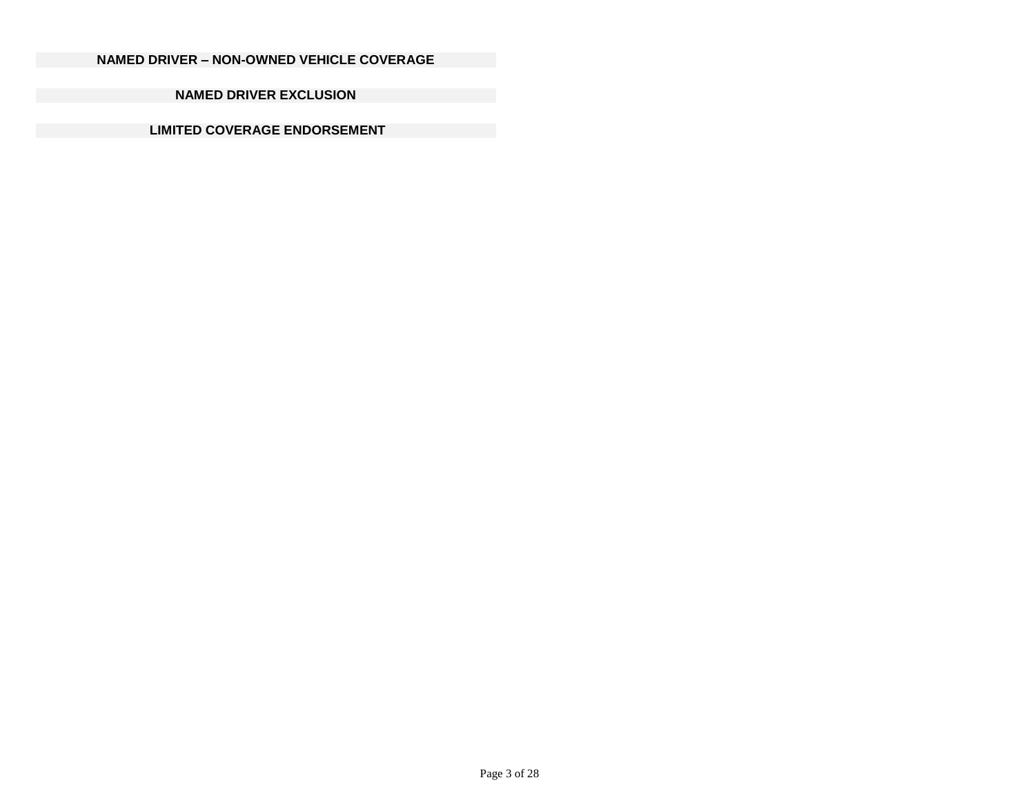**NAMED DRIVER – NON-OWNED VEHICLE COVERAGE**

**NAMED DRIVER EXCLUSION**

**LIMITED COVERAGE ENDORSEMENT**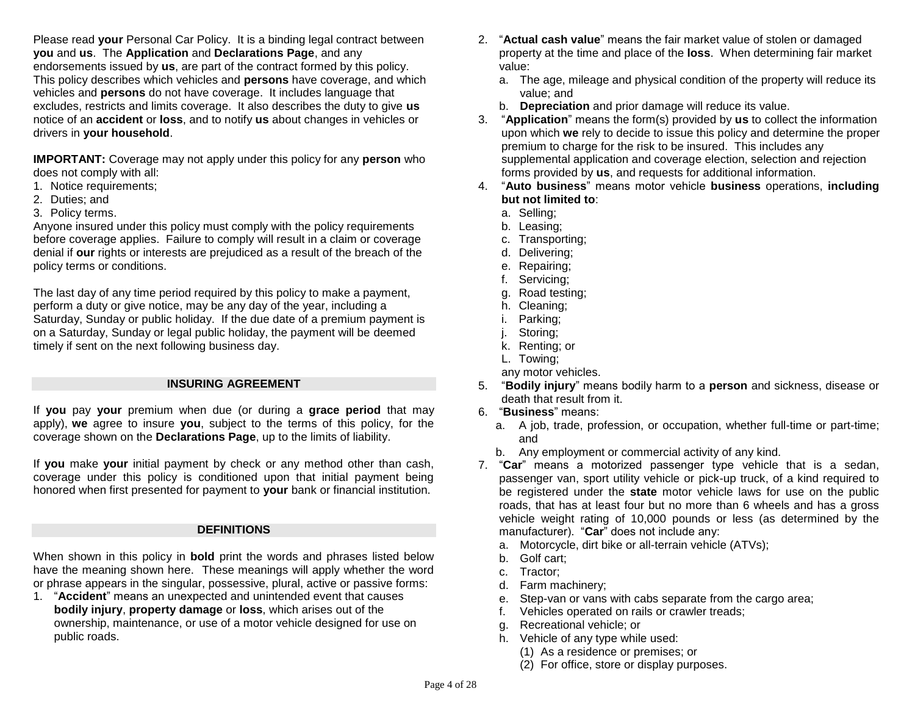Please read **your** Personal Car Policy. It is a binding legal contract between **you** and **us**. The **Application** and **Declarations Page**, and any endorsements issued by **us**, are part of the contract formed by this policy. This policy describes which vehicles and **persons** have coverage, and which vehicles and **persons** do not have coverage. It includes language that excludes, restricts and limits coverage. It also describes the duty to give **us** notice of an **accident** or **loss**, and to notify **us** about changes in vehicles or drivers in **your household**.

**IMPORTANT:** Coverage may not apply under this policy for any **person** who does not comply with all:

1. Notice requirements;
2. Duties; and
3. Policy terms.

Anyone insured under this policy must comply with the policy requirements before coverage applies. Failure to comply will result in a claim or coverage denial if **our** rights or interests are prejudiced as a result of the breach of the policy terms or conditions.

The last day of any time period required by this policy to make a payment, perform a duty or give notice, may be any day of the year, including a Saturday, Sunday or public holiday. If the due date of a premium payment is on a Saturday, Sunday or legal public holiday, the payment will be deemed timely if sent on the next following business day.

## INSURING AGREEMENT

If **you** pay **your** premium when due (or during a **grace period** that may apply), **we** agree to insure **you**, subject to the terms of this policy, for the coverage shown on the **Declarations Page**, up to the limits of liability.

If **you** make **your** initial payment by check or any method other than cash, coverage under this policy is conditioned upon that initial payment being honored when first presented for payment to **your** bank or financial institution.

## DEFINITIONS

When shown in this policy in **bold** print the words and phrases listed below have the meaning shown here. These meanings will apply whether the word or phrase appears in the singular, possessive, plural, active or passive forms:

1. "**Accident**" means an unexpected and unintended event that causes **bodily injury**, **property damage** or **loss**, which arises out of the ownership, maintenance, or use of a motor vehicle designed for use on public roads.
2. "**Actual cash value**" means the fair market value of stolen or damaged property at the time and place of the **loss**. When determining fair market value:
   a. The age, mileage and physical condition of the property will reduce its value; and
   b. **Depreciation** and prior damage will reduce its value.
3. "**Application**" means the form(s) provided by **us** to collect the information upon which **we** rely to decide to issue this policy and determine the proper premium to charge for the risk to be insured. This includes any supplemental application and coverage election, selection and rejection forms provided by **us**, and requests for additional information.
4. "**Auto business**" means motor vehicle **business** operations, **including but not limited to**:
   a. Selling;
   b. Leasing;
   c. Transporting;
   d. Delivering;
   e. Repairing;
   f. Servicing;
   g. Road testing;
   h. Cleaning;
   i. Parking;
   j. Storing;
   k. Renting; or
   L. Towing;

   any motor vehicles.
5. "**Bodily injury**" means bodily harm to a **person** and sickness, disease or death that result from it.
6. "**Business**" means:
   a. A job, trade, profession, or occupation, whether full-time or part-time; and
   b. Any employment or commercial activity of any kind.
7. "**Car**" means a motorized passenger type vehicle that is a sedan, passenger van, sport utility vehicle or pick-up truck, of a kind required to be registered under the **state** motor vehicle laws for use on the public roads, that has at least four but no more than 6 wheels and has a gross vehicle weight rating of 10,000 pounds or less (as determined by the manufacturer). "**Car**" does not include any:
   a. Motorcycle, dirt bike or all-terrain vehicle (ATVs);
   b. Golf cart;
   c. Tractor;
   d. Farm machinery;
   e. Step-van or vans with cabs separate from the cargo area;
   f. Vehicles operated on rails or crawler treads;
   g. Recreational vehicle; or
   h. Vehicle of any type while used:
      (1) As a residence or premises; or
      (2) For office, store or display purposes.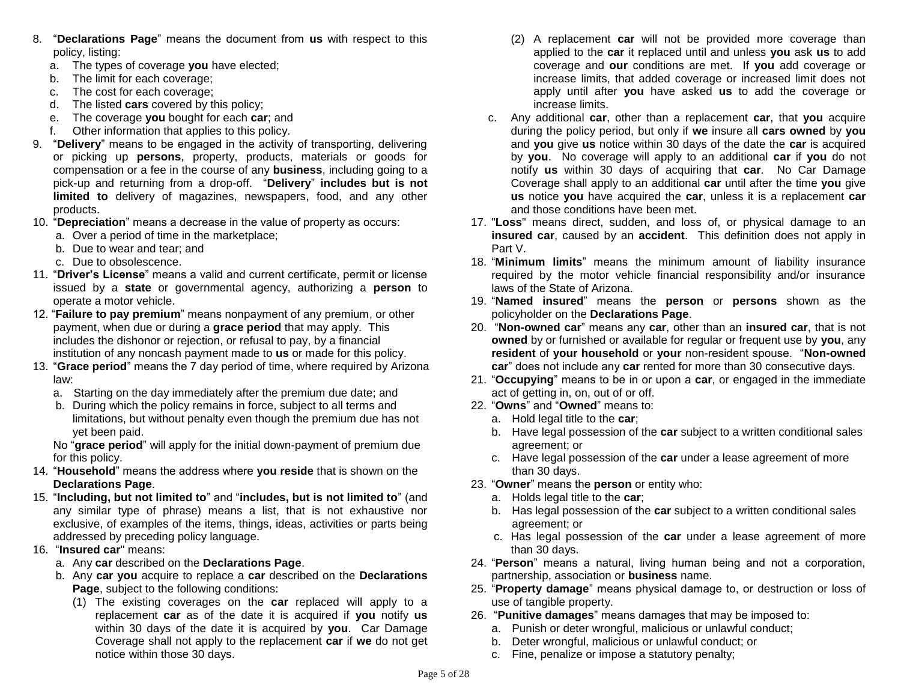8. "**Declarations Page**" means the document from **us** with respect to this policy, listing:
   a. The types of coverage **you** have elected;
   b. The limit for each coverage;
   c. The cost for each coverage;
   d. The listed **cars** covered by this policy;
   e. The coverage **you** bought for each **car**; and
   f. Other information that applies to this policy.
9. "**Delivery**" means to be engaged in the activity of transporting, delivering or picking up **persons**, property, products, materials or goods for compensation or a fee in the course of any **business**, including going to a pick-up and returning from a drop-off. "**Delivery**" **includes but is not limited to** delivery of magazines, newspapers, food, and any other products.
10. "**Depreciation**" means a decrease in the value of property as occurs:
    a. Over a period of time in the marketplace;
    b. Due to wear and tear; and
    c. Due to obsolescence.
11. "**Driver's License**" means a valid and current certificate, permit or license issued by a **state** or governmental agency, authorizing a **person** to operate a motor vehicle.
12. "**Failure to pay premium**" means nonpayment of any premium, or other payment, when due or during a **grace period** that may apply. This includes the dishonor or rejection, or refusal to pay, by a financial institution of any noncash payment made to **us** or made for this policy.
13. "**Grace period**" means the 7 day period of time, where required by Arizona law:
    a. Starting on the day immediately after the premium due date; and
    b. During which the policy remains in force, subject to all terms and limitations, but without penalty even though the premium due has not yet been paid.

    No "**grace period**" will apply for the initial down-payment of premium due for this policy.
14. "**Household**" means the address where **you reside** that is shown on the **Declarations Page**.
15. "**Including, but not limited to**" and "**includes, but is not limited to**" (and any similar type of phrase) means a list, that is not exhaustive nor exclusive, of examples of the items, things, ideas, activities or parts being addressed by preceding policy language.
16. "**Insured car**" means:
    a. Any **car** described on the **Declarations Page**.
    b. Any **car you** acquire to replace a **car** described on the **Declarations Page**, subject to the following conditions:
       (1) The existing coverages on the **car** replaced will apply to a replacement **car** as of the date it is acquired if **you** notify **us** within 30 days of the date it is acquired by **you**. Car Damage Coverage shall not apply to the replacement **car** if **we** do not get notice within those 30 days.
       (2) A replacement **car** will not be provided more coverage than applied to the **car** it replaced until and unless **you** ask **us** to add coverage and **our** conditions are met. If **you** add coverage or increase limits, that added coverage or increased limit does not apply until after **you** have asked **us** to add the coverage or increase limits.
    c. Any additional **car**, other than a replacement **car**, that **you** acquire during the policy period, but only if **we** insure all **cars owned** by **you** and **you** give **us** notice within 30 days of the date the **car** is acquired by **you**. No coverage will apply to an additional **car** if **you** do not notify **us** within 30 days of acquiring that **car**. No Car Damage Coverage shall apply to an additional **car** until after the time **you** give **us** notice **you** have acquired the **car**, unless it is a replacement **car** and those conditions have been met.
17. "**Loss**" means direct, sudden, and loss of, or physical damage to an **insured car**, caused by an **accident**. This definition does not apply in Part V.
18. "**Minimum limits**" means the minimum amount of liability insurance required by the motor vehicle financial responsibility and/or insurance laws of the State of Arizona.
19. "**Named insured**" means the **person** or **persons** shown as the policyholder on the **Declarations Page**.
20. "**Non-owned car**" means any **car**, other than an **insured car**, that is not **owned** by or furnished or available for regular or frequent use by **you**, any **resident** of **your household** or **your** non-resident spouse. "**Non-owned car**" does not include any **car** rented for more than 30 consecutive days.
21. "**Occupying**" means to be in or upon a **car**, or engaged in the immediate act of getting in, on, out of or off.
22. "**Owns**" and "**Owned**" means to:
    a. Hold legal title to the **car**;
    b. Have legal possession of the **car** subject to a written conditional sales agreement; or
    c. Have legal possession of the **car** under a lease agreement of more than 30 days.
23. "**Owner**" means the **person** or entity who:
    a. Holds legal title to the **car**;
    b. Has legal possession of the **car** subject to a written conditional sales agreement; or
    c. Has legal possession of the **car** under a lease agreement of more than 30 days.
24. "**Person**" means a natural, living human being and not a corporation, partnership, association or **business** name.
25. "**Property damage**" means physical damage to, or destruction or loss of use of tangible property.
26. "**Punitive damages**" means damages that may be imposed to:
    a. Punish or deter wrongful, malicious or unlawful conduct;
    b. Deter wrongful, malicious or unlawful conduct; or
    c. Fine, penalize or impose a statutory penalty;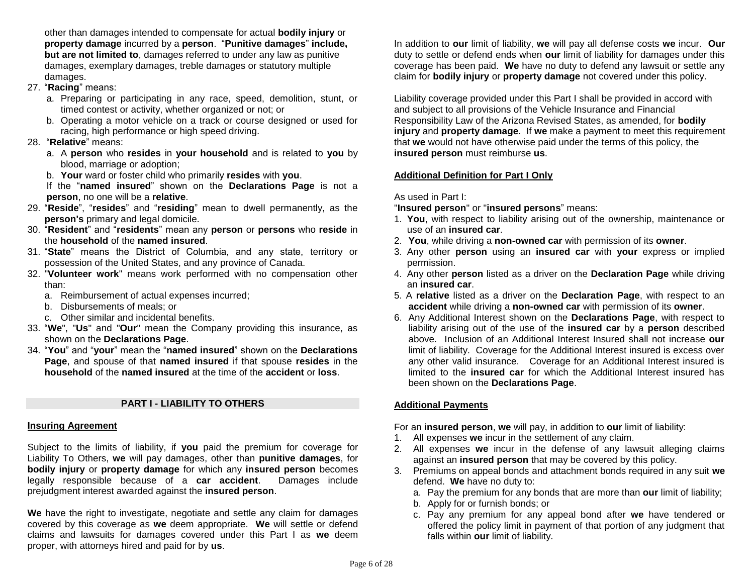other than damages intended to compensate for actual **bodily injury** or **property damage** incurred by a **person**. "**Punitive damages**" **include, but are not limited to**, damages referred to under any law as punitive damages, exemplary damages, treble damages or statutory multiple damages.

27. "**Racing**" means:
    a. Preparing or participating in any race, speed, demolition, stunt, or timed contest or activity, whether organized or not; or
    b. Operating a motor vehicle on a track or course designed or used for racing, high performance or high speed driving.
28. "**Relative**" means:
    a. A **person** who **resides** in **your household** and is related to **you** by blood, marriage or adoption;
    b. **Your** ward or foster child who primarily **resides** with **you**.

    If the "**named insured**" shown on the **Declarations Page** is not a **person**, no one will be a **relative**.
29. "**Reside**", "**resides**" and "**residing**" mean to dwell permanently, as the **person's** primary and legal domicile.
30. "**Resident**" and "**residents**" mean any **person** or **persons** who **reside** in the **household** of the **named insured**.
31. "**State**" means the District of Columbia, and any state, territory or possession of the United States, and any province of Canada.
32. "**Volunteer work**" means work performed with no compensation other than:
    a. Reimbursement of actual expenses incurred;
    b. Disbursements of meals; or
    c. Other similar and incidental benefits.
33. "**We**", "**Us**" and "**Our**" mean the Company providing this insurance, as shown on the **Declarations Page**.
34. "**You**" and "**your**" mean the "**named insured**" shown on the **Declarations Page**, and spouse of that **named insured** if that spouse **resides** in the **household** of the **named insured** at the time of the **accident** or **loss**.

## PART I - LIABILITY TO OTHERS

### Insuring Agreement

Subject to the limits of liability, if **you** paid the premium for coverage for Liability To Others, **we** will pay damages, other than **punitive damages**, for **bodily injury** or **property damage** for which any **insured person** becomes legally responsible because of a **car accident**. Damages include prejudgment interest awarded against the **insured person**.

**We** have the right to investigate, negotiate and settle any claim for damages covered by this coverage as **we** deem appropriate. **We** will settle or defend claims and lawsuits for damages covered under this Part I as **we** deem proper, with attorneys hired and paid for by **us**.

In addition to **our** limit of liability, **we** will pay all defense costs **we** incur. **Our** duty to settle or defend ends when **our** limit of liability for damages under this coverage has been paid. **We** have no duty to defend any lawsuit or settle any claim for **bodily injury** or **property damage** not covered under this policy.

Liability coverage provided under this Part I shall be provided in accord with and subject to all provisions of the Vehicle Insurance and Financial Responsibility Law of the Arizona Revised States, as amended, for **bodily injury** and **property damage**. If **we** make a payment to meet this requirement that **we** would not have otherwise paid under the terms of this policy, the **insured person** must reimburse **us**.

### Additional Definition for Part I Only

As used in Part I:

"**Insured person**" or "**insured persons**" means:

1. **You**, with respect to liability arising out of the ownership, maintenance or use of an **insured car**.
2. **You**, while driving a **non-owned car** with permission of its **owner**.
3. Any other **person** using an **insured car** with **your** express or implied permission.
4. Any other **person** listed as a driver on the **Declaration Page** while driving an **insured car**.
5. A **relative** listed as a driver on the **Declaration Page**, with respect to an **accident** while driving a **non-owned car** with permission of its **owner**.
6. Any Additional Interest shown on the **Declarations Page**, with respect to liability arising out of the use of the **insured car** by a **person** described above. Inclusion of an Additional Interest Insured shall not increase **our** limit of liability. Coverage for the Additional Interest insured is excess over any other valid insurance. Coverage for an Additional Interest insured is limited to the **insured car** for which the Additional Interest insured has been shown on the **Declarations Page**.

### Additional Payments

For an **insured person**, **we** will pay, in addition to **our** limit of liability:

1. All expenses **we** incur in the settlement of any claim.
2. All expenses **we** incur in the defense of any lawsuit alleging claims against an **insured person** that may be covered by this policy.
3. Premiums on appeal bonds and attachment bonds required in any suit **we** defend. **We** have no duty to:
    a. Pay the premium for any bonds that are more than **our** limit of liability;
    b. Apply for or furnish bonds; or
    c. Pay any premium for any appeal bond after **we** have tendered or offered the policy limit in payment of that portion of any judgment that falls within **our** limit of liability.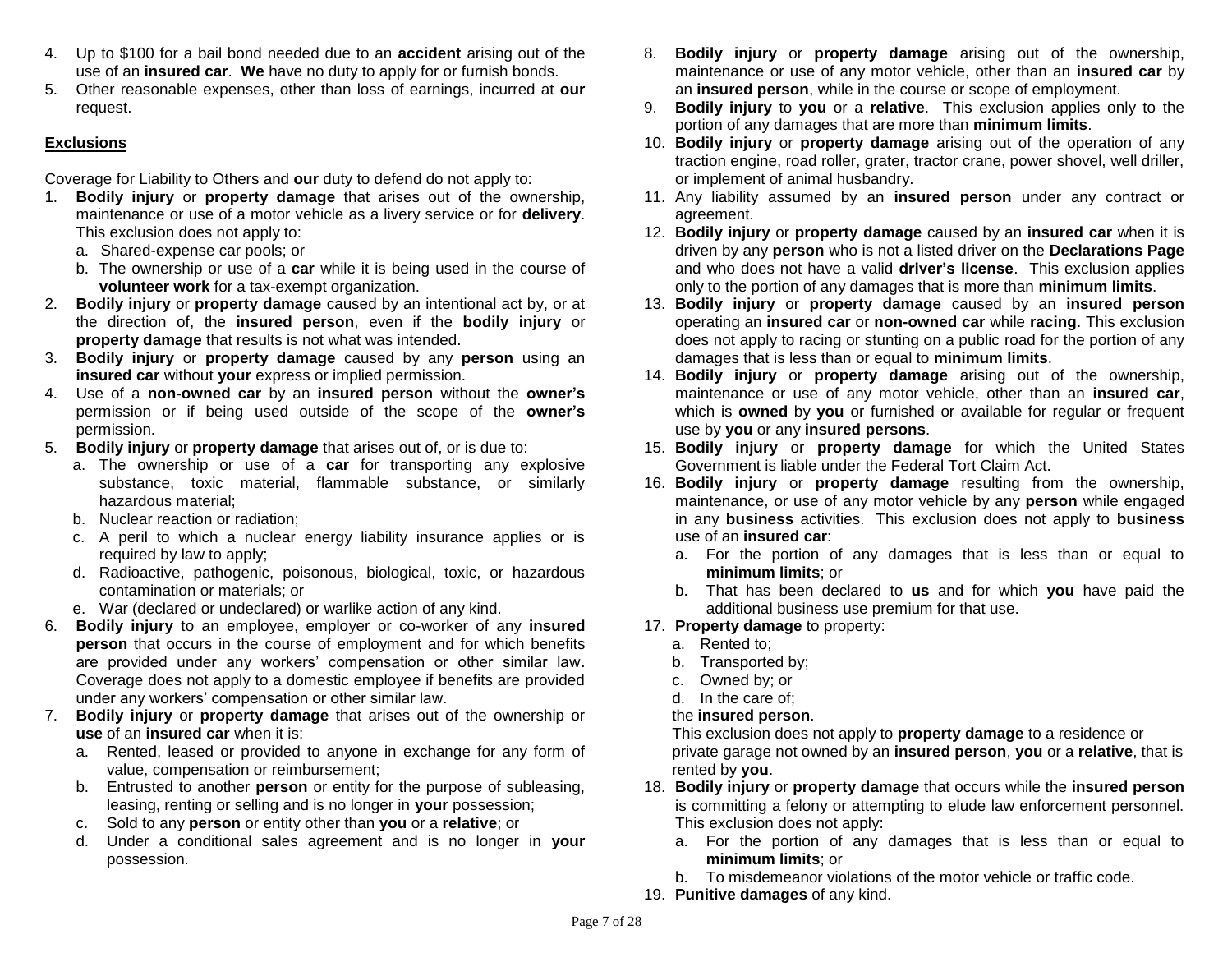4. Up to $100 for a bail bond needed due to an **accident** arising out of the use of an **insured car**. **We** have no duty to apply for or furnish bonds.
5. Other reasonable expenses, other than loss of earnings, incurred at **our** request.

**Exclusions**

Coverage for Liability to Others and **our** duty to defend do not apply to:

1. **Bodily injury** or **property damage** that arises out of the ownership, maintenance or use of a motor vehicle as a livery service or for **delivery**. This exclusion does not apply to:
   a. Shared-expense car pools; or
   b. The ownership or use of a **car** while it is being used in the course of **volunteer work** for a tax-exempt organization.
2. **Bodily injury** or **property damage** caused by an intentional act by, or at the direction of, the **insured person**, even if the **bodily injury** or **property damage** that results is not what was intended.
3. **Bodily injury** or **property damage** caused by any **person** using an **insured car** without **your** express or implied permission.
4. Use of a **non-owned car** by an **insured person** without the **owner's** permission or if being used outside of the scope of the **owner's** permission.
5. **Bodily injury** or **property damage** that arises out of, or is due to:
   a. The ownership or use of a **car** for transporting any explosive substance, toxic material, flammable substance, or similarly hazardous material;
   b. Nuclear reaction or radiation;
   c. A peril to which a nuclear energy liability insurance applies or is required by law to apply;
   d. Radioactive, pathogenic, poisonous, biological, toxic, or hazardous contamination or materials; or
   e. War (declared or undeclared) or warlike action of any kind.
6. **Bodily injury** to an employee, employer or co-worker of any **insured person** that occurs in the course of employment and for which benefits are provided under any workers' compensation or other similar law. Coverage does not apply to a domestic employee if benefits are provided under any workers' compensation or other similar law.
7. **Bodily injury** or **property damage** that arises out of the ownership or **use** of an **insured car** when it is:
   a. Rented, leased or provided to anyone in exchange for any form of value, compensation or reimbursement;
   b. Entrusted to another **person** or entity for the purpose of subleasing, leasing, renting or selling and is no longer in **your** possession;
   c. Sold to any **person** or entity other than **you** or a **relative**; or
   d. Under a conditional sales agreement and is no longer in **your** possession.
8. **Bodily injury** or **property damage** arising out of the ownership, maintenance or use of any motor vehicle, other than an **insured car** by an **insured person**, while in the course or scope of employment.
9. **Bodily injury** to **you** or a **relative**. This exclusion applies only to the portion of any damages that are more than **minimum limits**.
10. **Bodily injury** or **property damage** arising out of the operation of any traction engine, road roller, grater, tractor crane, power shovel, well driller, or implement of animal husbandry.
11. Any liability assumed by an **insured person** under any contract or agreement.
12. **Bodily injury** or **property damage** caused by an **insured car** when it is driven by any **person** who is not a listed driver on the **Declarations Page** and who does not have a valid **driver's license**. This exclusion applies only to the portion of any damages that is more than **minimum limits**.
13. **Bodily injury** or **property damage** caused by an **insured person** operating an **insured car** or **non-owned car** while **racing**. This exclusion does not apply to racing or stunting on a public road for the portion of any damages that is less than or equal to **minimum limits**.
14. **Bodily injury** or **property damage** arising out of the ownership, maintenance or use of any motor vehicle, other than an **insured car**, which is **owned** by **you** or furnished or available for regular or frequent use by **you** or any **insured persons**.
15. **Bodily injury** or **property damage** for which the United States Government is liable under the Federal Tort Claim Act.
16. **Bodily injury** or **property damage** resulting from the ownership, maintenance, or use of any motor vehicle by any **person** while engaged in any **business** activities. This exclusion does not apply to **business** use of an **insured car**:
    a. For the portion of any damages that is less than or equal to **minimum limits**; or
    b. That has been declared to **us** and for which **you** have paid the additional business use premium for that use.
17. **Property damage** to property:
    a. Rented to;
    b. Transported by;
    c. Owned by; or
    d. In the care of;

    the **insured person**.

    This exclusion does not apply to **property damage** to a residence or private garage not owned by an **insured person**, **you** or a **relative**, that is rented by **you**.
18. **Bodily injury** or **property damage** that occurs while the **insured person** is committing a felony or attempting to elude law enforcement personnel. This exclusion does not apply:
    a. For the portion of any damages that is less than or equal to **minimum limits**; or
    b. To misdemeanor violations of the motor vehicle or traffic code.
19. **Punitive damages** of any kind.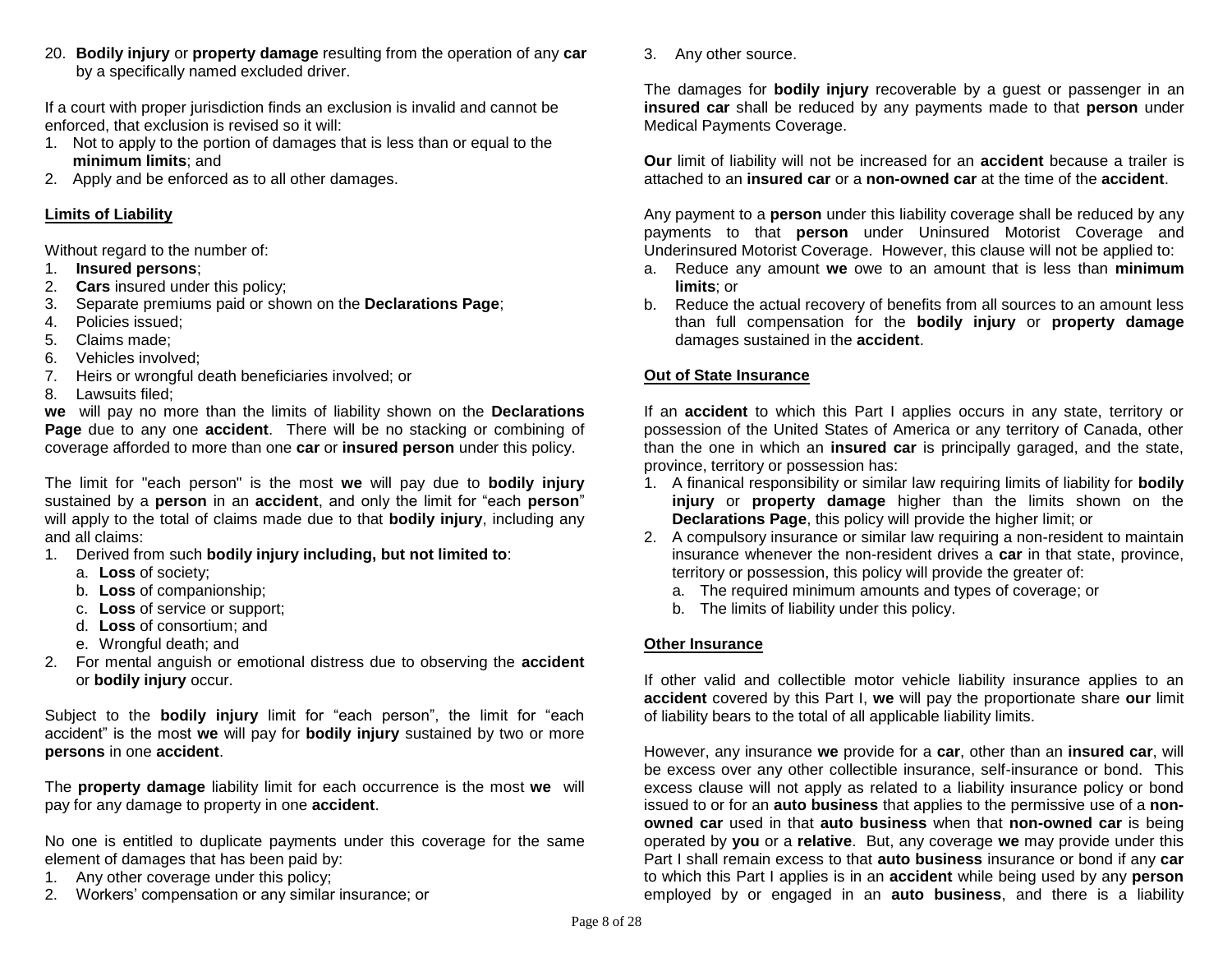20. **Bodily injury** or **property damage** resulting from the operation of any **car** by a specifically named excluded driver.

If a court with proper jurisdiction finds an exclusion is invalid and cannot be enforced, that exclusion is revised so it will:

1. Not to apply to the portion of damages that is less than or equal to the **minimum limits**; and
2. Apply and be enforced as to all other damages.

**Limits of Liability**

Without regard to the number of:

1. **Insured persons**;
2. **Cars** insured under this policy;
3. Separate premiums paid or shown on the **Declarations Page**;
4. Policies issued;
5. Claims made;
6. Vehicles involved;
7. Heirs or wrongful death beneficiaries involved; or
8. Lawsuits filed;

**we** will pay no more than the limits of liability shown on the **Declarations Page** due to any one **accident**. There will be no stacking or combining of coverage afforded to more than one **car** or **insured person** under this policy.

The limit for "each person" is the most **we** will pay due to **bodily injury** sustained by a **person** in an **accident**, and only the limit for "each **person**" will apply to the total of claims made due to that **bodily injury**, including any and all claims:

1. Derived from such **bodily injury including, but not limited to**:
   a. **Loss** of society;
   b. **Loss** of companionship;
   c. **Loss** of service or support;
   d. **Loss** of consortium; and
   e. Wrongful death; and
2. For mental anguish or emotional distress due to observing the **accident** or **bodily injury** occur.

Subject to the **bodily injury** limit for "each person", the limit for "each accident" is the most **we** will pay for **bodily injury** sustained by two or more **persons** in one **accident**.

The **property damage** liability limit for each occurrence is the most **we** will pay for any damage to property in one **accident**.

No one is entitled to duplicate payments under this coverage for the same element of damages that has been paid by:

1. Any other coverage under this policy;
2. Workers' compensation or any similar insurance; or
3. Any other source.

The damages for **bodily injury** recoverable by a guest or passenger in an **insured car** shall be reduced by any payments made to that **person** under Medical Payments Coverage.

**Our** limit of liability will not be increased for an **accident** because a trailer is attached to an **insured car** or a **non-owned car** at the time of the **accident**.

Any payment to a **person** under this liability coverage shall be reduced by any payments to that **person** under Uninsured Motorist Coverage and Underinsured Motorist Coverage. However, this clause will not be applied to:

a. Reduce any amount **we** owe to an amount that is less than **minimum limits**; or
b. Reduce the actual recovery of benefits from all sources to an amount less than full compensation for the **bodily injury** or **property damage** damages sustained in the **accident**.

**Out of State Insurance**

If an **accident** to which this Part I applies occurs in any state, territory or possession of the United States of America or any territory of Canada, other than the one in which an **insured car** is principally garaged, and the state, province, territory or possession has:

1. A finanical responsibility or similar law requiring limits of liability for **bodily injury** or **property damage** higher than the limits shown on the **Declarations Page**, this policy will provide the higher limit; or
2. A compulsory insurance or similar law requiring a non-resident to maintain insurance whenever the non-resident drives a **car** in that state, province, territory or possession, this policy will provide the greater of:
   a. The required minimum amounts and types of coverage; or
   b. The limits of liability under this policy.

**Other Insurance**

If other valid and collectible motor vehicle liability insurance applies to an **accident** covered by this Part I, **we** will pay the proportionate share **our** limit of liability bears to the total of all applicable liability limits.

However, any insurance **we** provide for a **car**, other than an **insured car**, will be excess over any other collectible insurance, self-insurance or bond. This excess clause will not apply as related to a liability insurance policy or bond issued to or for an **auto business** that applies to the permissive use of a **non-owned car** used in that **auto business** when that **non-owned car** is being operated by **you** or a **relative**. But, any coverage **we** may provide under this Part I shall remain excess to that **auto business** insurance or bond if any **car** to which this Part I applies is in an **accident** while being used by any **person** employed by or engaged in an **auto business**, and there is a liability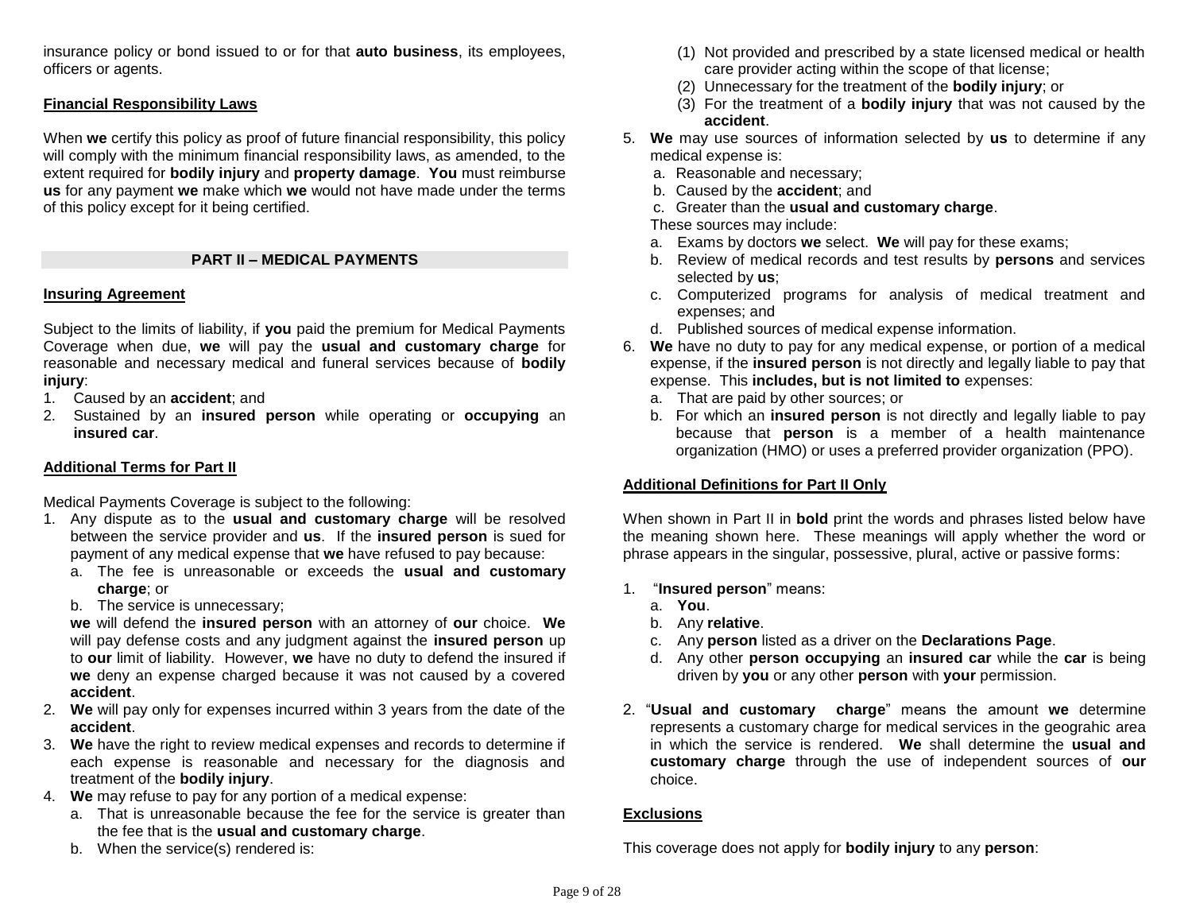insurance policy or bond issued to or for that **auto business**, its employees, officers or agents.

**Financial Responsibility Laws**

When **we** certify this policy as proof of future financial responsibility, this policy will comply with the minimum financial responsibility laws, as amended, to the extent required for **bodily injury** and **property damage**. **You** must reimburse **us** for any payment **we** make which **we** would not have made under the terms of this policy except for it being certified.

## PART II – MEDICAL PAYMENTS

**Insuring Agreement**

Subject to the limits of liability, if **you** paid the premium for Medical Payments Coverage when due, **we** will pay the **usual and customary charge** for reasonable and necessary medical and funeral services because of **bodily injury**:

1. Caused by an **accident**; and
2. Sustained by an **insured person** while operating or **occupying** an **insured car**.

**Additional Terms for Part II**

Medical Payments Coverage is subject to the following:

1. Any dispute as to the **usual and customary charge** will be resolved between the service provider and **us**. If the **insured person** is sued for payment of any medical expense that **we** have refused to pay because:
   a. The fee is unreasonable or exceeds the **usual and customary charge**; or
   b. The service is unnecessary;

   **we** will defend the **insured person** with an attorney of **our** choice. **We** will pay defense costs and any judgment against the **insured person** up to **our** limit of liability. However, **we** have no duty to defend the insured if **we** deny an expense charged because it was not caused by a covered **accident**.
2. **We** will pay only for expenses incurred within 3 years from the date of the **accident**.
3. **We** have the right to review medical expenses and records to determine if each expense is reasonable and necessary for the diagnosis and treatment of the **bodily injury**.
4. **We** may refuse to pay for any portion of a medical expense:
   a. That is unreasonable because the fee for the service is greater than the fee that is the **usual and customary charge**.
   b. When the service(s) rendered is:
      (1) Not provided and prescribed by a state licensed medical or health care provider acting within the scope of that license;
      (2) Unnecessary for the treatment of the **bodily injury**; or
      (3) For the treatment of a **bodily injury** that was not caused by the **accident**.
5. **We** may use sources of information selected by **us** to determine if any medical expense is:
   a. Reasonable and necessary;
   b. Caused by the **accident**; and
   c. Greater than the **usual and customary charge**.

   These sources may include:
   a. Exams by doctors **we** select. **We** will pay for these exams;
   b. Review of medical records and test results by **persons** and services selected by **us**;
   c. Computerized programs for analysis of medical treatment and expenses; and
   d. Published sources of medical expense information.
6. **We** have no duty to pay for any medical expense, or portion of a medical expense, if the **insured person** is not directly and legally liable to pay that expense. This **includes, but is not limited to** expenses:
   a. That are paid by other sources; or
   b. For which an **insured person** is not directly and legally liable to pay because that **person** is a member of a health maintenance organization (HMO) or uses a preferred provider organization (PPO).

**Additional Definitions for Part II Only**

When shown in Part II in **bold** print the words and phrases listed below have the meaning shown here. These meanings will apply whether the word or phrase appears in the singular, possessive, plural, active or passive forms:

1. "**Insured person**" means:
   a. **You**.
   b. Any **relative**.
   c. Any **person** listed as a driver on the **Declarations Page**.
   d. Any other **person occupying** an **insured car** while the **car** is being driven by **you** or any other **person** with **your** permission.
2. "**Usual and customary charge**" means the amount **we** determine represents a customary charge for medical services in the geograhic area in which the service is rendered. **We** shall determine the **usual and customary charge** through the use of independent sources of **our** choice.

**Exclusions**

This coverage does not apply for **bodily injury** to any **person**: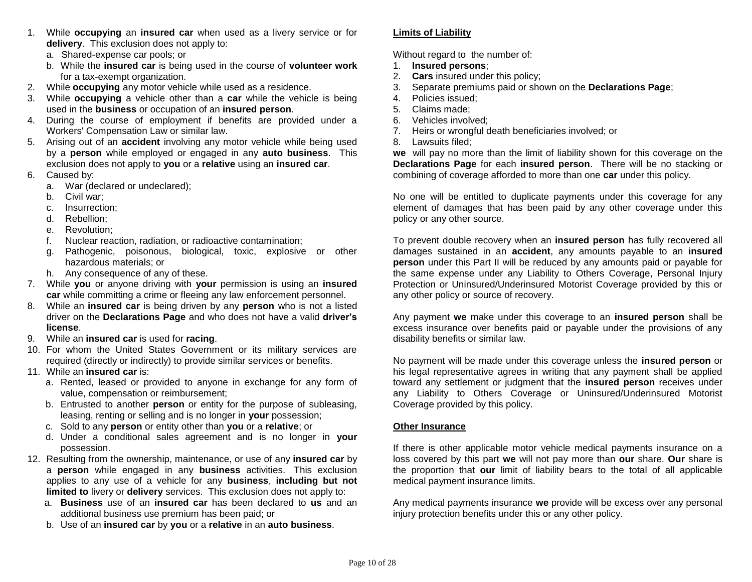1. While **occupying** an **insured car** when used as a livery service or for **delivery**. This exclusion does not apply to:
   a. Shared-expense car pools; or
   b. While the **insured car** is being used in the course of **volunteer work** for a tax-exempt organization.
2. While **occupying** any motor vehicle while used as a residence.
3. While **occupying** a vehicle other than a **car** while the vehicle is being used in the **business** or occupation of an **insured person**.
4. During the course of employment if benefits are provided under a Workers' Compensation Law or similar law.
5. Arising out of an **accident** involving any motor vehicle while being used by a **person** while employed or engaged in any **auto business**. This exclusion does not apply to **you** or a **relative** using an **insured car**.
6. Caused by:
   a. War (declared or undeclared);
   b. Civil war;
   c. Insurrection;
   d. Rebellion;
   e. Revolution;
   f. Nuclear reaction, radiation, or radioactive contamination;
   g. Pathogenic, poisonous, biological, toxic, explosive or other hazardous materials; or
   h. Any consequence of any of these.
7. While **you** or anyone driving with **your** permission is using an **insured car** while committing a crime or fleeing any law enforcement personnel.
8. While an **insured car** is being driven by any **person** who is not a listed driver on the **Declarations Page** and who does not have a valid **driver's license**.
9. While an **insured car** is used for **racing**.
10. For whom the United States Government or its military services are required (directly or indirectly) to provide similar services or benefits.
11. While an **insured car** is:
    a. Rented, leased or provided to anyone in exchange for any form of value, compensation or reimbursement;
    b. Entrusted to another **person** or entity for the purpose of subleasing, leasing, renting or selling and is no longer in **your** possession;
    c. Sold to any **person** or entity other than **you** or a **relative**; or
    d. Under a conditional sales agreement and is no longer in **your** possession.
12. Resulting from the ownership, maintenance, or use of any **insured car** by a **person** while engaged in any **business** activities. This exclusion applies to any use of a vehicle for any **business**, **including but not limited to** livery or **delivery** services. This exclusion does not apply to:
    a. **Business** use of an **insured car** has been declared to **us** and an additional business use premium has been paid; or
    b. Use of an **insured car** by **you** or a **relative** in an **auto business**.

## Limits of Liability

Without regard to the number of:

1. **Insured persons**;
2. **Cars** insured under this policy;
3. Separate premiums paid or shown on the **Declarations Page**;
4. Policies issued;
5. Claims made;
6. Vehicles involved;
7. Heirs or wrongful death beneficiaries involved; or
8. Lawsuits filed;

**we** will pay no more than the limit of liability shown for this coverage on the **Declarations Page** for each **insured person**. There will be no stacking or combining of coverage afforded to more than one **car** under this policy.

No one will be entitled to duplicate payments under this coverage for any element of damages that has been paid by any other coverage under this policy or any other source.

To prevent double recovery when an **insured person** has fully recovered all damages sustained in an **accident**, any amounts payable to an **insured person** under this Part II will be reduced by any amounts paid or payable for the same expense under any Liability to Others Coverage, Personal Injury Protection or Uninsured/Underinsured Motorist Coverage provided by this or any other policy or source of recovery.

Any payment **we** make under this coverage to an **insured person** shall be excess insurance over benefits paid or payable under the provisions of any disability benefits or similar law.

No payment will be made under this coverage unless the **insured person** or his legal representative agrees in writing that any payment shall be applied toward any settlement or judgment that the **insured person** receives under any Liability to Others Coverage or Uninsured/Underinsured Motorist Coverage provided by this policy.

## Other Insurance

If there is other applicable motor vehicle medical payments insurance on a loss covered by this part **we** will not pay more than **our** share. **Our** share is the proportion that **our** limit of liability bears to the total of all applicable medical payment insurance limits.

Any medical payments insurance **we** provide will be excess over any personal injury protection benefits under this or any other policy.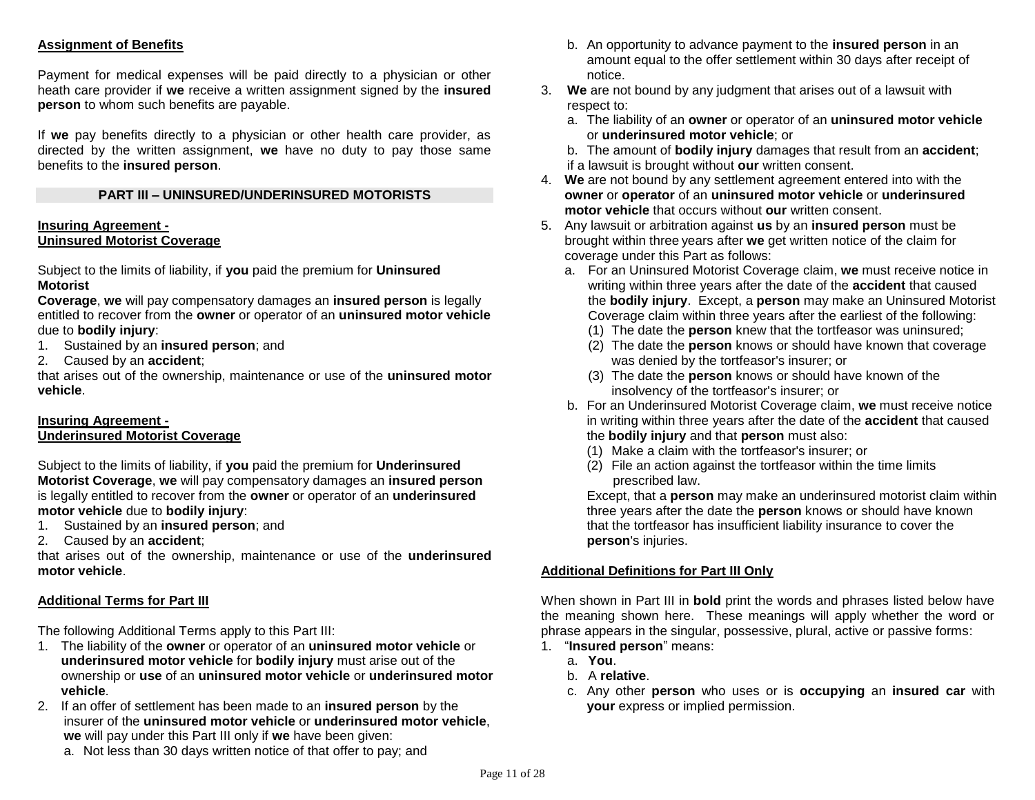**Assignment of Benefits**

Payment for medical expenses will be paid directly to a physician or other heath care provider if **we** receive a written assignment signed by the **insured person** to whom such benefits are payable.

If **we** pay benefits directly to a physician or other health care provider, as directed by the written assignment, **we** have no duty to pay those same benefits to the **insured person**.

## PART III – UNINSURED/UNDERINSURED MOTORISTS

**Insuring Agreement - Uninsured Motorist Coverage**

Subject to the limits of liability, if **you** paid the premium for **Uninsured Motorist Coverage**, **we** will pay compensatory damages an **insured person** is legally entitled to recover from the **owner** or operator of an **uninsured motor vehicle** due to **bodily injury**:

1. Sustained by an **insured person**; and
2. Caused by an **accident**;

that arises out of the ownership, maintenance or use of the **uninsured motor vehicle**.

**Insuring Agreement - Underinsured Motorist Coverage**

Subject to the limits of liability, if **you** paid the premium for **Underinsured Motorist Coverage**, **we** will pay compensatory damages an **insured person** is legally entitled to recover from the **owner** or operator of an **underinsured motor vehicle** due to **bodily injury**:

1. Sustained by an **insured person**; and
2. Caused by an **accident**;

that arises out of the ownership, maintenance or use of the **underinsured motor vehicle**.

**Additional Terms for Part III**

The following Additional Terms apply to this Part III:

1. The liability of the **owner** or operator of an **uninsured motor vehicle** or **underinsured motor vehicle** for **bodily injury** must arise out of the ownership or **use** of an **uninsured motor vehicle** or **underinsured motor vehicle**.
2. If an offer of settlement has been made to an **insured person** by the insurer of the **uninsured motor vehicle** or **underinsured motor vehicle**, **we** will pay under this Part III only if **we** have been given:
   a. Not less than 30 days written notice of that offer to pay; and
   b. An opportunity to advance payment to the **insured person** in an amount equal to the offer settlement within 30 days after receipt of notice.
3. **We** are not bound by any judgment that arises out of a lawsuit with respect to:
   a. The liability of an **owner** or operator of an **uninsured motor vehicle** or **underinsured motor vehicle**; or
   b. The amount of **bodily injury** damages that result from an **accident**;

   if a lawsuit is brought without **our** written consent.
4. **We** are not bound by any settlement agreement entered into with the **owner** or **operator** of an **uninsured motor vehicle** or **underinsured motor vehicle** that occurs without **our** written consent.
5. Any lawsuit or arbitration against **us** by an **insured person** must be brought within three years after **we** get written notice of the claim for coverage under this Part as follows:
   a. For an Uninsured Motorist Coverage claim, **we** must receive notice in writing within three years after the date of the **accident** that caused the **bodily injury**. Except, a **person** may make an Uninsured Motorist Coverage claim within three years after the earliest of the following:
      (1) The date the **person** knew that the tortfeasor was uninsured;
      (2) The date the **person** knows or should have known that coverage was denied by the tortfeasor's insurer; or
      (3) The date the **person** knows or should have known of the insolvency of the tortfeasor's insurer; or
   b. For an Underinsured Motorist Coverage claim, **we** must receive notice in writing within three years after the date of the **accident** that caused the **bodily injury** and that **person** must also:
      (1) Make a claim with the tortfeasor's insurer; or
      (2) File an action against the tortfeasor within the time limits prescribed law.

      Except, that a **person** may make an underinsured motorist claim within three years after the date the **person** knows or should have known that the tortfeasor has insufficient liability insurance to cover the **person**'s injuries.

**Additional Definitions for Part III Only**

When shown in Part III in **bold** print the words and phrases listed below have the meaning shown here. These meanings will apply whether the word or phrase appears in the singular, possessive, plural, active or passive forms:

1. "**Insured person**" means:
   a. **You**.
   b. A **relative**.
   c. Any other **person** who uses or is **occupying** an **insured car** with **your** express or implied permission.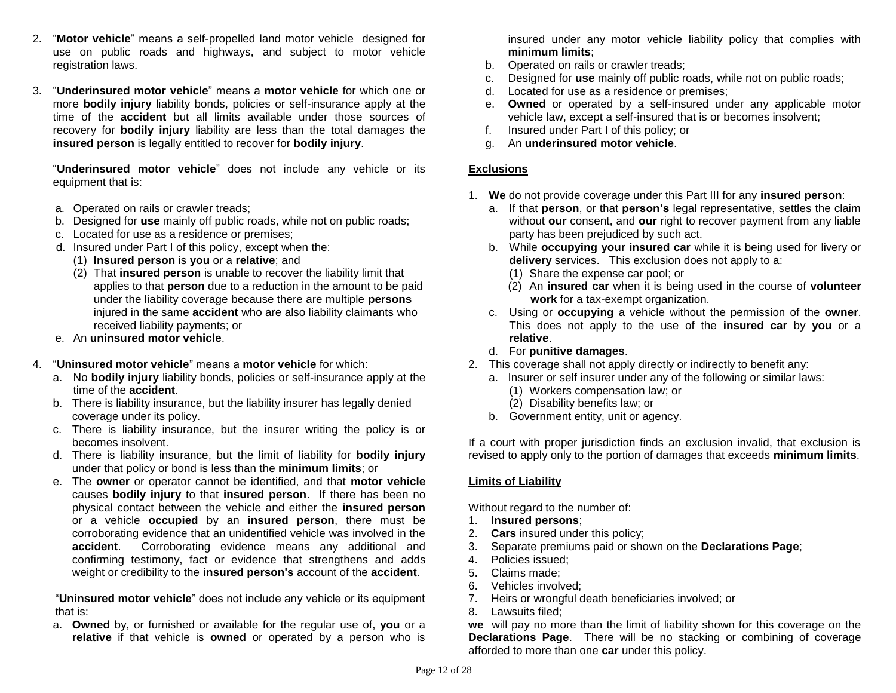2. "**Motor vehicle**" means a self-propelled land motor vehicle designed for use on public roads and highways, and subject to motor vehicle registration laws.

3. "**Underinsured motor vehicle**" means a **motor vehicle** for which one or more **bodily injury** liability bonds, policies or self-insurance apply at the time of the **accident** but all limits available under those sources of recovery for **bodily injury** liability are less than the total damages the **insured person** is legally entitled to recover for **bodily injury**.

   "**Underinsured motor vehicle**" does not include any vehicle or its equipment that is:

   a. Operated on rails or crawler treads;
   b. Designed for **use** mainly off public roads, while not on public roads;
   c. Located for use as a residence or premises;
   d. Insured under Part I of this policy, except when the:
      (1) **Insured person** is **you** or a **relative**; and
      (2) That **insured person** is unable to recover the liability limit that applies to that **person** due to a reduction in the amount to be paid under the liability coverage because there are multiple **persons** injured in the same **accident** who are also liability claimants who received liability payments; or
   e. An **uninsured motor vehicle**.

4. "**Uninsured motor vehicle**" means a **motor vehicle** for which:
   a. No **bodily injury** liability bonds, policies or self-insurance apply at the time of the **accident**.
   b. There is liability insurance, but the liability insurer has legally denied coverage under its policy.
   c. There is liability insurance, but the insurer writing the policy is or becomes insolvent.
   d. There is liability insurance, but the limit of liability for **bodily injury** under that policy or bond is less than the **minimum limits**; or
   e. The **owner** or operator cannot be identified, and that **motor vehicle** causes **bodily injury** to that **insured person**. If there has been no physical contact between the vehicle and either the **insured person** or a vehicle **occupied** by an **insured person**, there must be corroborating evidence that an unidentified vehicle was involved in the **accident**. Corroborating evidence means any additional and confirming testimony, fact or evidence that strengthens and adds weight or credibility to the **insured person's** account of the **accident**.

   "**Uninsured motor vehicle**" does not include any vehicle or its equipment that is:
   a. **Owned** by, or furnished or available for the regular use of, **you** or a **relative** if that vehicle is **owned** or operated by a person who is insured under any motor vehicle liability policy that complies with **minimum limits**;
   b. Operated on rails or crawler treads;
   c. Designed for **use** mainly off public roads, while not on public roads;
   d. Located for use as a residence or premises;
   e. **Owned** or operated by a self-insured under any applicable motor vehicle law, except a self-insured that is or becomes insolvent;
   f. Insured under Part I of this policy; or
   g. An **underinsured motor vehicle**.

## Exclusions

1. **We** do not provide coverage under this Part III for any **insured person**:
   a. If that **person**, or that **person's** legal representative, settles the claim without **our** consent, and **our** right to recover payment from any liable party has been prejudiced by such act.
   b. While **occupying your insured car** while it is being used for livery or **delivery** services. This exclusion does not apply to a:
      (1) Share the expense car pool; or
      (2) An **insured car** when it is being used in the course of **volunteer work** for a tax-exempt organization.
   c. Using or **occupying** a vehicle without the permission of the **owner**. This does not apply to the use of the **insured car** by **you** or a **relative**.
   d. For **punitive damages**.
2. This coverage shall not apply directly or indirectly to benefit any:
   a. Insurer or self insurer under any of the following or similar laws:
      (1) Workers compensation law; or
      (2) Disability benefits law; or
   b. Government entity, unit or agency.

If a court with proper jurisdiction finds an exclusion invalid, that exclusion is revised to apply only to the portion of damages that exceeds **minimum limits**.

## Limits of Liability

Without regard to the number of:
1. **Insured persons**;
2. **Cars** insured under this policy;
3. Separate premiums paid or shown on the **Declarations Page**;
4. Policies issued;
5. Claims made;
6. Vehicles involved;
7. Heirs or wrongful death beneficiaries involved; or
8. Lawsuits filed;

**we** will pay no more than the limit of liability shown for this coverage on the **Declarations Page**. There will be no stacking or combining of coverage afforded to more than one **car** under this policy.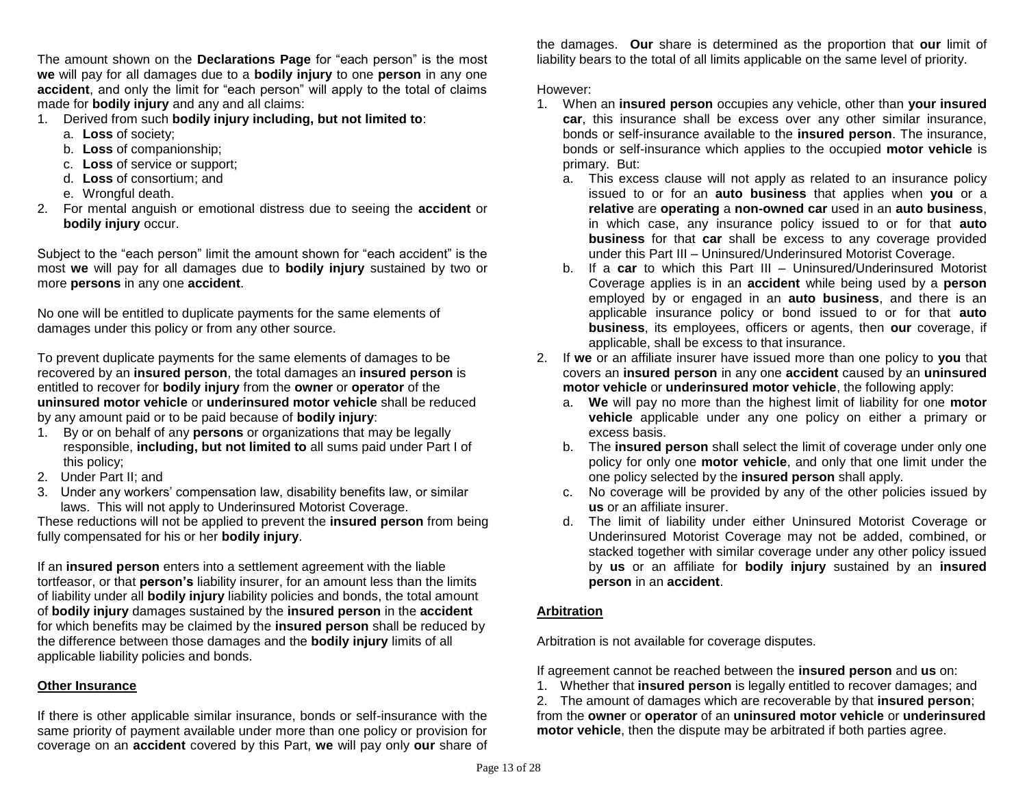The amount shown on the **Declarations Page** for "each person" is the most **we** will pay for all damages due to a **bodily injury** to one **person** in any one **accident**, and only the limit for "each person" will apply to the total of claims made for **bodily injury** and any and all claims:

1. Derived from such **bodily injury including, but not limited to**:
   a. **Loss** of society;
   b. **Loss** of companionship;
   c. **Loss** of service or support;
   d. **Loss** of consortium; and
   e. Wrongful death.
2. For mental anguish or emotional distress due to seeing the **accident** or **bodily injury** occur.

Subject to the "each person" limit the amount shown for "each accident" is the most **we** will pay for all damages due to **bodily injury** sustained by two or more **persons** in any one **accident**.

No one will be entitled to duplicate payments for the same elements of damages under this policy or from any other source.

To prevent duplicate payments for the same elements of damages to be recovered by an **insured person**, the total damages an **insured person** is entitled to recover for **bodily injury** from the **owner** or **operator** of the **uninsured motor vehicle** or **underinsured motor vehicle** shall be reduced by any amount paid or to be paid because of **bodily injury**:

1. By or on behalf of any **persons** or organizations that may be legally responsible, **including, but not limited to** all sums paid under Part I of this policy;
2. Under Part II; and
3. Under any workers' compensation law, disability benefits law, or similar laws. This will not apply to Underinsured Motorist Coverage.

These reductions will not be applied to prevent the **insured person** from being fully compensated for his or her **bodily injury**.

If an **insured person** enters into a settlement agreement with the liable tortfeasor, or that **person's** liability insurer, for an amount less than the limits of liability under all **bodily injury** liability policies and bonds, the total amount of **bodily injury** damages sustained by the **insured person** in the **accident** for which benefits may be claimed by the **insured person** shall be reduced by the difference between those damages and the **bodily injury** limits of all applicable liability policies and bonds.

## Other Insurance

If there is other applicable similar insurance, bonds or self-insurance with the same priority of payment available under more than one policy or provision for coverage on an **accident** covered by this Part, **we** will pay only **our** share of the damages. **Our** share is determined as the proportion that **our** limit of liability bears to the total of all limits applicable on the same level of priority.

However:

1. When an **insured person** occupies any vehicle, other than **your insured car**, this insurance shall be excess over any other similar insurance, bonds or self-insurance available to the **insured person**. The insurance, bonds or self-insurance which applies to the occupied **motor vehicle** is primary. But:
   a. This excess clause will not apply as related to an insurance policy issued to or for an **auto business** that applies when **you** or a **relative** are **operating** a **non-owned car** used in an **auto business**, in which case, any insurance policy issued to or for that **auto business** for that **car** shall be excess to any coverage provided under this Part III – Uninsured/Underinsured Motorist Coverage.
   b. If a **car** to which this Part III – Uninsured/Underinsured Motorist Coverage applies is in an **accident** while being used by a **person** employed by or engaged in an **auto business**, and there is an applicable insurance policy or bond issued to or for that **auto business**, its employees, officers or agents, then **our** coverage, if applicable, shall be excess to that insurance.
2. If **we** or an affiliate insurer have issued more than one policy to **you** that covers an **insured person** in any one **accident** caused by an **uninsured motor vehicle** or **underinsured motor vehicle**, the following apply:
   a. **We** will pay no more than the highest limit of liability for one **motor vehicle** applicable under any one policy on either a primary or excess basis.
   b. The **insured person** shall select the limit of coverage under only one policy for only one **motor vehicle**, and only that one limit under the one policy selected by the **insured person** shall apply.
   c. No coverage will be provided by any of the other policies issued by **us** or an affiliate insurer.
   d. The limit of liability under either Uninsured Motorist Coverage or Underinsured Motorist Coverage may not be added, combined, or stacked together with similar coverage under any other policy issued by **us** or an affiliate for **bodily injury** sustained by an **insured person** in an **accident**.

## Arbitration

Arbitration is not available for coverage disputes.

If agreement cannot be reached between the **insured person** and **us** on:

1. Whether that **insured person** is legally entitled to recover damages; and
2. The amount of damages which are recoverable by that **insured person**;

from the **owner** or **operator** of an **uninsured motor vehicle** or **underinsured motor vehicle**, then the dispute may be arbitrated if both parties agree.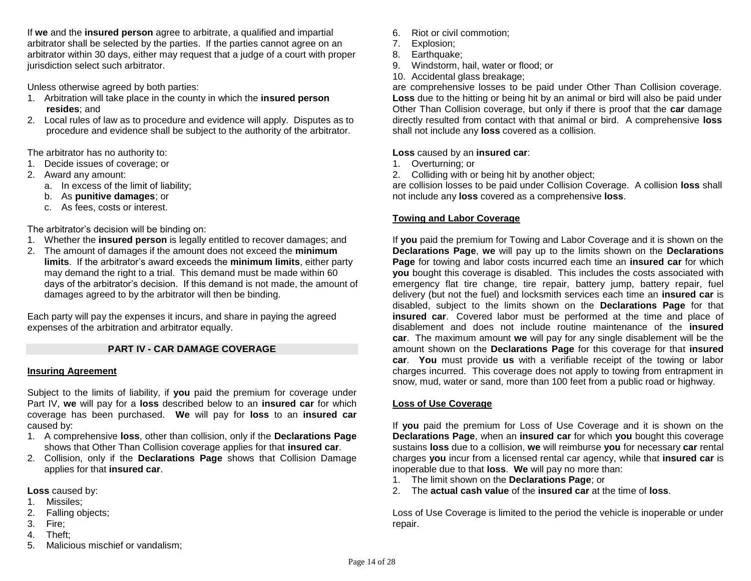If **we** and the **insured person** agree to arbitrate, a qualified and impartial arbitrator shall be selected by the parties. If the parties cannot agree on an arbitrator within 30 days, either may request that a judge of a court with proper jurisdiction select such arbitrator.

Unless otherwise agreed by both parties:

1. Arbitration will take place in the county in which the **insured person resides**; and
2. Local rules of law as to procedure and evidence will apply. Disputes as to procedure and evidence shall be subject to the authority of the arbitrator.

The arbitrator has no authority to:

1. Decide issues of coverage; or
2. Award any amount:
   a. In excess of the limit of liability;
   b. As **punitive damages**; or
   c. As fees, costs or interest.

The arbitrator's decision will be binding on:

1. Whether the **insured person** is legally entitled to recover damages; and
2. The amount of damages if the amount does not exceed the **minimum limits**. If the arbitrator's award exceeds the **minimum limits**, either party may demand the right to a trial. This demand must be made within 60 days of the arbitrator's decision. If this demand is not made, the amount of damages agreed to by the arbitrator will then be binding.

Each party will pay the expenses it incurs, and share in paying the agreed expenses of the arbitration and arbitrator equally.

## PART IV - CAR DAMAGE COVERAGE

### Insuring Agreement

Subject to the limits of liability, if **you** paid the premium for coverage under Part IV, **we** will pay for a **loss** described below to an **insured car** for which coverage has been purchased. **We** will pay for **loss** to an **insured car** caused by:

1. A comprehensive **loss**, other than collision, only if the **Declarations Page** shows that Other Than Collision coverage applies for that **insured car**.
2. Collision, only if the **Declarations Page** shows that Collision Damage applies for that **insured car**.

**Loss** caused by:

1. Missiles;
2. Falling objects;
3. Fire;
4. Theft;
5. Malicious mischief or vandalism;
6. Riot or civil commotion;
7. Explosion;
8. Earthquake;
9. Windstorm, hail, water or flood; or
10. Accidental glass breakage;

are comprehensive losses to be paid under Other Than Collision coverage. **Loss** due to the hitting or being hit by an animal or bird will also be paid under Other Than Collision coverage, but only if there is proof that the **car** damage directly resulted from contact with that animal or bird. A comprehensive **loss** shall not include any **loss** covered as a collision.

**Loss** caused by an **insured car**:

1. Overturning; or
2. Colliding with or being hit by another object;

are collision losses to be paid under Collision Coverage. A collision **loss** shall not include any **loss** covered as a comprehensive **loss**.

### Towing and Labor Coverage

If **you** paid the premium for Towing and Labor Coverage and it is shown on the **Declarations Page**, **we** will pay up to the limits shown on the **Declarations Page** for towing and labor costs incurred each time an **insured car** for which **you** bought this coverage is disabled. This includes the costs associated with emergency flat tire change, tire repair, battery jump, battery repair, fuel delivery (but not the fuel) and locksmith services each time an **insured car** is disabled, subject to the limits shown on the **Declarations Page** for that **insured car**. Covered labor must be performed at the time and place of disablement and does not include routine maintenance of the **insured car**. The maximum amount **we** will pay for any single disablement will be the amount shown on the **Declarations Page** for this coverage for that **insured car**. **You** must provide **us** with a verifiable receipt of the towing or labor charges incurred. This coverage does not apply to towing from entrapment in snow, mud, water or sand, more than 100 feet from a public road or highway.

### Loss of Use Coverage

If **you** paid the premium for Loss of Use Coverage and it is shown on the **Declarations Page**, when an **insured car** for which **you** bought this coverage sustains **loss** due to a collision, **we** will reimburse **you** for necessary **car** rental charges **you** incur from a licensed rental car agency, while that **insured car** is inoperable due to that **loss**. **We** will pay no more than:

1. The limit shown on the **Declarations Page**; or
2. The **actual cash value** of the **insured car** at the time of **loss**.

Loss of Use Coverage is limited to the period the vehicle is inoperable or under repair.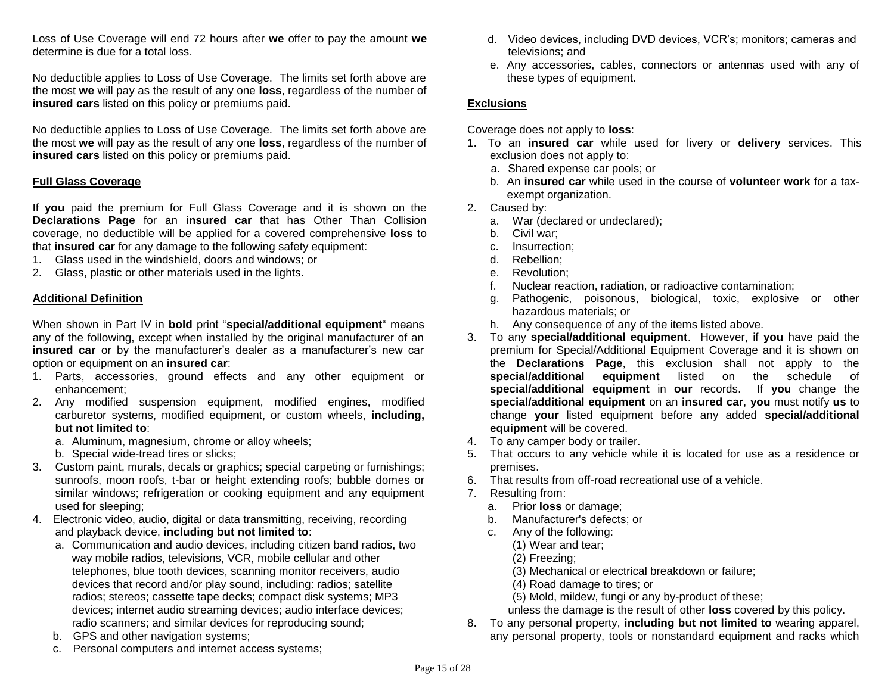Loss of Use Coverage will end 72 hours after **we** offer to pay the amount **we** determine is due for a total loss.

No deductible applies to Loss of Use Coverage. The limits set forth above are the most **we** will pay as the result of any one **loss**, regardless of the number of **insured cars** listed on this policy or premiums paid.

No deductible applies to Loss of Use Coverage. The limits set forth above are the most **we** will pay as the result of any one **loss**, regardless of the number of **insured cars** listed on this policy or premiums paid.

## Full Glass Coverage

If **you** paid the premium for Full Glass Coverage and it is shown on the **Declarations Page** for an **insured car** that has Other Than Collision coverage, no deductible will be applied for a covered comprehensive **loss** to that **insured car** for any damage to the following safety equipment:

1. Glass used in the windshield, doors and windows; or
2. Glass, plastic or other materials used in the lights.

## Additional Definition

When shown in Part IV in **bold** print "**special/additional equipment**" means any of the following, except when installed by the original manufacturer of an **insured car** or by the manufacturer's dealer as a manufacturer's new car option or equipment on an **insured car**:

1. Parts, accessories, ground effects and any other equipment or enhancement;
2. Any modified suspension equipment, modified engines, modified carburetor systems, modified equipment, or custom wheels, **including, but not limited to**:
   a. Aluminum, magnesium, chrome or alloy wheels;
   b. Special wide-tread tires or slicks;
3. Custom paint, murals, decals or graphics; special carpeting or furnishings; sunroofs, moon roofs, t-bar or height extending roofs; bubble domes or similar windows; refrigeration or cooking equipment and any equipment used for sleeping;
4. Electronic video, audio, digital or data transmitting, receiving, recording and playback device, **including but not limited to**:
   a. Communication and audio devices, including citizen band radios, two way mobile radios, televisions, VCR, mobile cellular and other telephones, blue tooth devices, scanning monitor receivers, audio devices that record and/or play sound, including: radios; satellite radios; stereos; cassette tape decks; compact disk systems; MP3 devices; internet audio streaming devices; audio interface devices; radio scanners; and similar devices for reproducing sound;
   b. GPS and other navigation systems;
   c. Personal computers and internet access systems;
   d. Video devices, including DVD devices, VCR's; monitors; cameras and televisions; and
   e. Any accessories, cables, connectors or antennas used with any of these types of equipment.

## Exclusions

Coverage does not apply to **loss**:

1. To an **insured car** while used for livery or **delivery** services. This exclusion does not apply to:
   a. Shared expense car pools; or
   b. An **insured car** while used in the course of **volunteer work** for a tax-exempt organization.
2. Caused by:
   a. War (declared or undeclared);
   b. Civil war;
   c. Insurrection;
   d. Rebellion;
   e. Revolution;
   f. Nuclear reaction, radiation, or radioactive contamination;
   g. Pathogenic, poisonous, biological, toxic, explosive or other hazardous materials; or
   h. Any consequence of any of the items listed above.
3. To any **special/additional equipment**. However, if **you** have paid the premium for Special/Additional Equipment Coverage and it is shown on the **Declarations Page**, this exclusion shall not apply to the **special/additional equipment** listed on the schedule of **special/additional equipment** in **our** records. If **you** change the **special/additional equipment** on an **insured car**, **you** must notify **us** to change **your** listed equipment before any added **special/additional equipment** will be covered.
4. To any camper body or trailer.
5. That occurs to any vehicle while it is located for use as a residence or premises.
6. That results from off-road recreational use of a vehicle.
7. Resulting from:
   a. Prior **loss** or damage;
   b. Manufacturer's defects; or
   c. Any of the following:
      (1) Wear and tear;
      (2) Freezing;
      (3) Mechanical or electrical breakdown or failure;
      (4) Road damage to tires; or
      (5) Mold, mildew, fungi or any by-product of these;

   unless the damage is the result of other **loss** covered by this policy.
8. To any personal property, **including but not limited to** wearing apparel, any personal property, tools or nonstandard equipment and racks which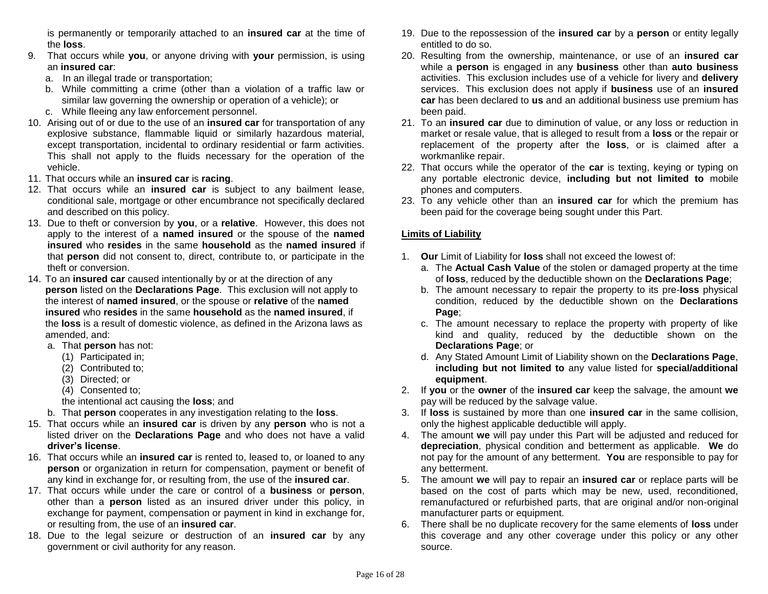is permanently or temporarily attached to an **insured car** at the time of the **loss**.

9. That occurs while **you**, or anyone driving with **your** permission, is using an **insured car**:
   a. In an illegal trade or transportation;
   b. While committing a crime (other than a violation of a traffic law or similar law governing the ownership or operation of a vehicle); or
   c. While fleeing any law enforcement personnel.
10. Arising out of or due to the use of an **insured car** for transportation of any explosive substance, flammable liquid or similarly hazardous material, except transportation, incidental to ordinary residential or farm activities. This shall not apply to the fluids necessary for the operation of the vehicle.
11. That occurs while an **insured car** is **racing**.
12. That occurs while an **insured car** is subject to any bailment lease, conditional sale, mortgage or other encumbrance not specifically declared and described on this policy.
13. Due to theft or conversion by **you**, or a **relative**. However, this does not apply to the interest of a **named insured** or the spouse of the **named insured** who **resides** in the same **household** as the **named insured** if that **person** did not consent to, direct, contribute to, or participate in the theft or conversion.
14. To an **insured car** caused intentionally by or at the direction of any **person** listed on the **Declarations Page**. This exclusion will not apply to the interest of **named insured**, or the spouse or **relative** of the **named insured** who **resides** in the same **household** as the **named insured**, if the **loss** is a result of domestic violence, as defined in the Arizona laws as amended, and:
    a. That **person** has not:
       (1) Participated in;
       (2) Contributed to;
       (3) Directed; or
       (4) Consented to;
       
       the intentional act causing the **loss**; and
    b. That **person** cooperates in any investigation relating to the **loss**.
15. That occurs while an **insured car** is driven by any **person** who is not a listed driver on the **Declarations Page** and who does not have a valid **driver's license**.
16. That occurs while an **insured car** is rented to, leased to, or loaned to any **person** or organization in return for compensation, payment or benefit of any kind in exchange for, or resulting from, the use of the **insured car**.
17. That occurs while under the care or control of a **business** or **person**, other than a **person** listed as an insured driver under this policy, in exchange for payment, compensation or payment in kind in exchange for, or resulting from, the use of an **insured car**.
18. Due to the legal seizure or destruction of an **insured car** by any government or civil authority for any reason.
19. Due to the repossession of the **insured car** by a **person** or entity legally entitled to do so.
20. Resulting from the ownership, maintenance, or use of an **insured car** while a **person** is engaged in any **business** other than **auto business** activities. This exclusion includes use of a vehicle for livery and **delivery** services. This exclusion does not apply if **business** use of an **insured car** has been declared to **us** and an additional business use premium has been paid.
21. To an **insured car** due to diminution of value, or any loss or reduction in market or resale value, that is alleged to result from a **loss** or the repair or replacement of the property after the **loss**, or is claimed after a workmanlike repair.
22. That occurs while the operator of the **car** is texting, keying or typing on any portable electronic device, **including but not limited to** mobile phones and computers.
23. To any vehicle other than an **insured car** for which the premium has been paid for the coverage being sought under this Part.

## Limits of Liability

1. **Our** Limit of Liability for **loss** shall not exceed the lowest of:
   a. The **Actual Cash Value** of the stolen or damaged property at the time of **loss**, reduced by the deductible shown on the **Declarations Page**;
   b. The amount necessary to repair the property to its pre-**loss** physical condition, reduced by the deductible shown on the **Declarations Page**;
   c. The amount necessary to replace the property with property of like kind and quality, reduced by the deductible shown on the **Declarations Page**; or
   d. Any Stated Amount Limit of Liability shown on the **Declarations Page**, **including but not limited to** any value listed for **special/additional equipment**.
2. If **you** or the **owner** of the **insured car** keep the salvage, the amount **we** pay will be reduced by the salvage value.
3. If **loss** is sustained by more than one **insured car** in the same collision, only the highest applicable deductible will apply.
4. The amount **we** will pay under this Part will be adjusted and reduced for **depreciation**, physical condition and betterment as applicable. **We** do not pay for the amount of any betterment. **You** are responsible to pay for any betterment.
5. The amount **we** will pay to repair an **insured car** or replace parts will be based on the cost of parts which may be new, used, reconditioned, remanufactured or refurbished parts, that are original and/or non-original manufacturer parts or equipment.
6. There shall be no duplicate recovery for the same elements of **loss** under this coverage and any other coverage under this policy or any other source.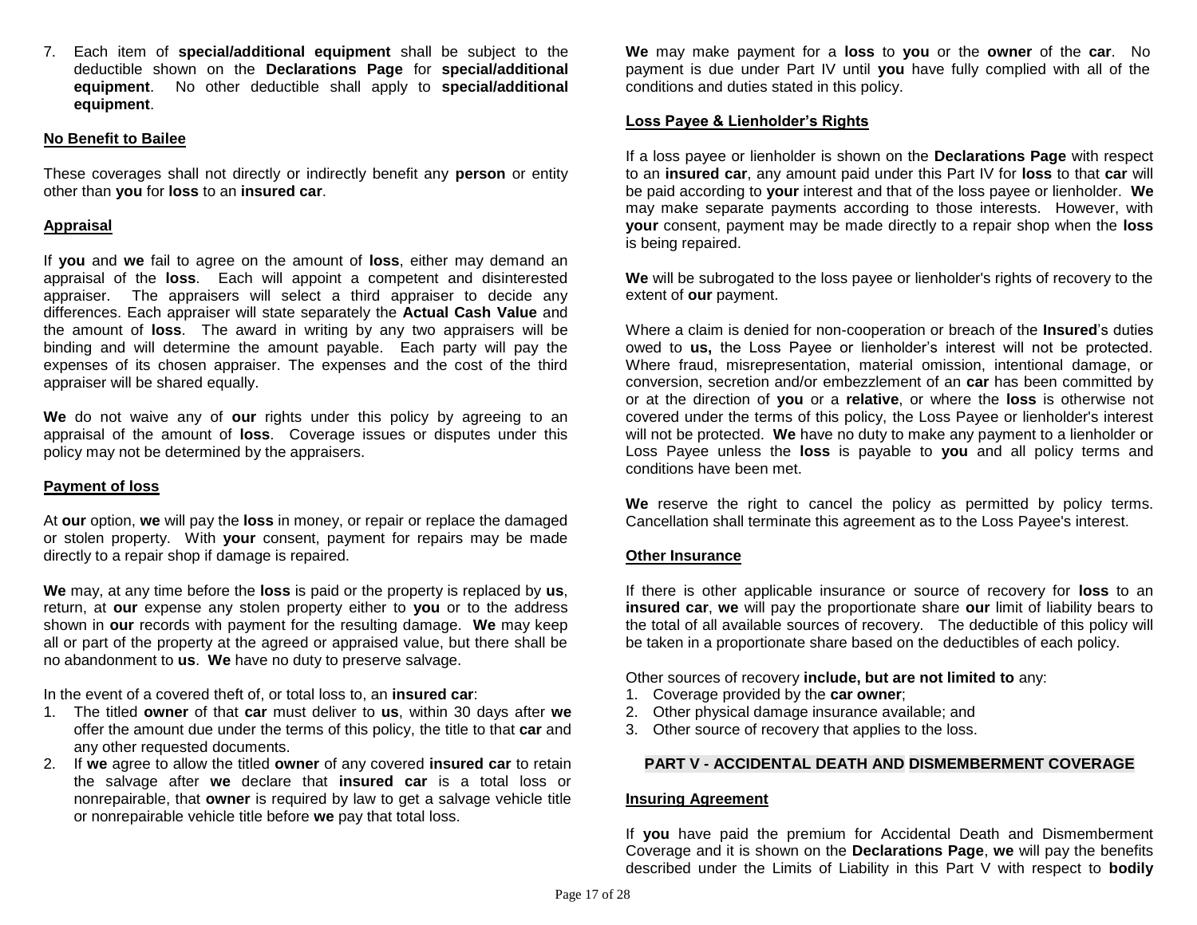7. Each item of **special/additional equipment** shall be subject to the deductible shown on the **Declarations Page** for **special/additional equipment**. No other deductible shall apply to **special/additional equipment**.

**No Benefit to Bailee**

These coverages shall not directly or indirectly benefit any **person** or entity other than **you** for **loss** to an **insured car**.

**Appraisal**

If **you** and **we** fail to agree on the amount of **loss**, either may demand an appraisal of the **loss**. Each will appoint a competent and disinterested appraiser. The appraisers will select a third appraiser to decide any differences. Each appraiser will state separately the **Actual Cash Value** and the amount of **loss**. The award in writing by any two appraisers will be binding and will determine the amount payable. Each party will pay the expenses of its chosen appraiser. The expenses and the cost of the third appraiser will be shared equally.

**We** do not waive any of **our** rights under this policy by agreeing to an appraisal of the amount of **loss**. Coverage issues or disputes under this policy may not be determined by the appraisers.

**Payment of loss**

At **our** option, **we** will pay the **loss** in money, or repair or replace the damaged or stolen property. With **your** consent, payment for repairs may be made directly to a repair shop if damage is repaired.

**We** may, at any time before the **loss** is paid or the property is replaced by **us**, return, at **our** expense any stolen property either to **you** or to the address shown in **our** records with payment for the resulting damage. **We** may keep all or part of the property at the agreed or appraised value, but there shall be no abandonment to **us**. **We** have no duty to preserve salvage.

In the event of a covered theft of, or total loss to, an **insured car**:

1. The titled **owner** of that **car** must deliver to **us**, within 30 days after **we** offer the amount due under the terms of this policy, the title to that **car** and any other requested documents.
2. If **we** agree to allow the titled **owner** of any covered **insured car** to retain the salvage after **we** declare that **insured car** is a total loss or nonrepairable, that **owner** is required by law to get a salvage vehicle title or nonrepairable vehicle title before **we** pay that total loss.

**We** may make payment for a **loss** to **you** or the **owner** of the **car**. No payment is due under Part IV until **you** have fully complied with all of the conditions and duties stated in this policy.

**Loss Payee & Lienholder's Rights**

If a loss payee or lienholder is shown on the **Declarations Page** with respect to an **insured car**, any amount paid under this Part IV for **loss** to that **car** will be paid according to **your** interest and that of the loss payee or lienholder. **We** may make separate payments according to those interests. However, with **your** consent, payment may be made directly to a repair shop when the **loss** is being repaired.

**We** will be subrogated to the loss payee or lienholder's rights of recovery to the extent of **our** payment.

Where a claim is denied for non-cooperation or breach of the **Insured**'s duties owed to **us,** the Loss Payee or lienholder's interest will not be protected. Where fraud, misrepresentation, material omission, intentional damage, or conversion, secretion and/or embezzlement of an **car** has been committed by or at the direction of **you** or a **relative**, or where the **loss** is otherwise not covered under the terms of this policy, the Loss Payee or lienholder's interest will not be protected. **We** have no duty to make any payment to a lienholder or Loss Payee unless the **loss** is payable to **you** and all policy terms and conditions have been met.

**We** reserve the right to cancel the policy as permitted by policy terms. Cancellation shall terminate this agreement as to the Loss Payee's interest.

**Other Insurance**

If there is other applicable insurance or source of recovery for **loss** to an **insured car**, **we** will pay the proportionate share **our** limit of liability bears to the total of all available sources of recovery. The deductible of this policy will be taken in a proportionate share based on the deductibles of each policy.

Other sources of recovery **include, but are not limited to** any:

1. Coverage provided by the **car owner**;
2. Other physical damage insurance available; and
3. Other source of recovery that applies to the loss.

## PART V - ACCIDENTAL DEATH AND DISMEMBERMENT COVERAGE

**Insuring Agreement**

If **you** have paid the premium for Accidental Death and Dismemberment Coverage and it is shown on the **Declarations Page**, **we** will pay the benefits described under the Limits of Liability in this Part V with respect to **bodily**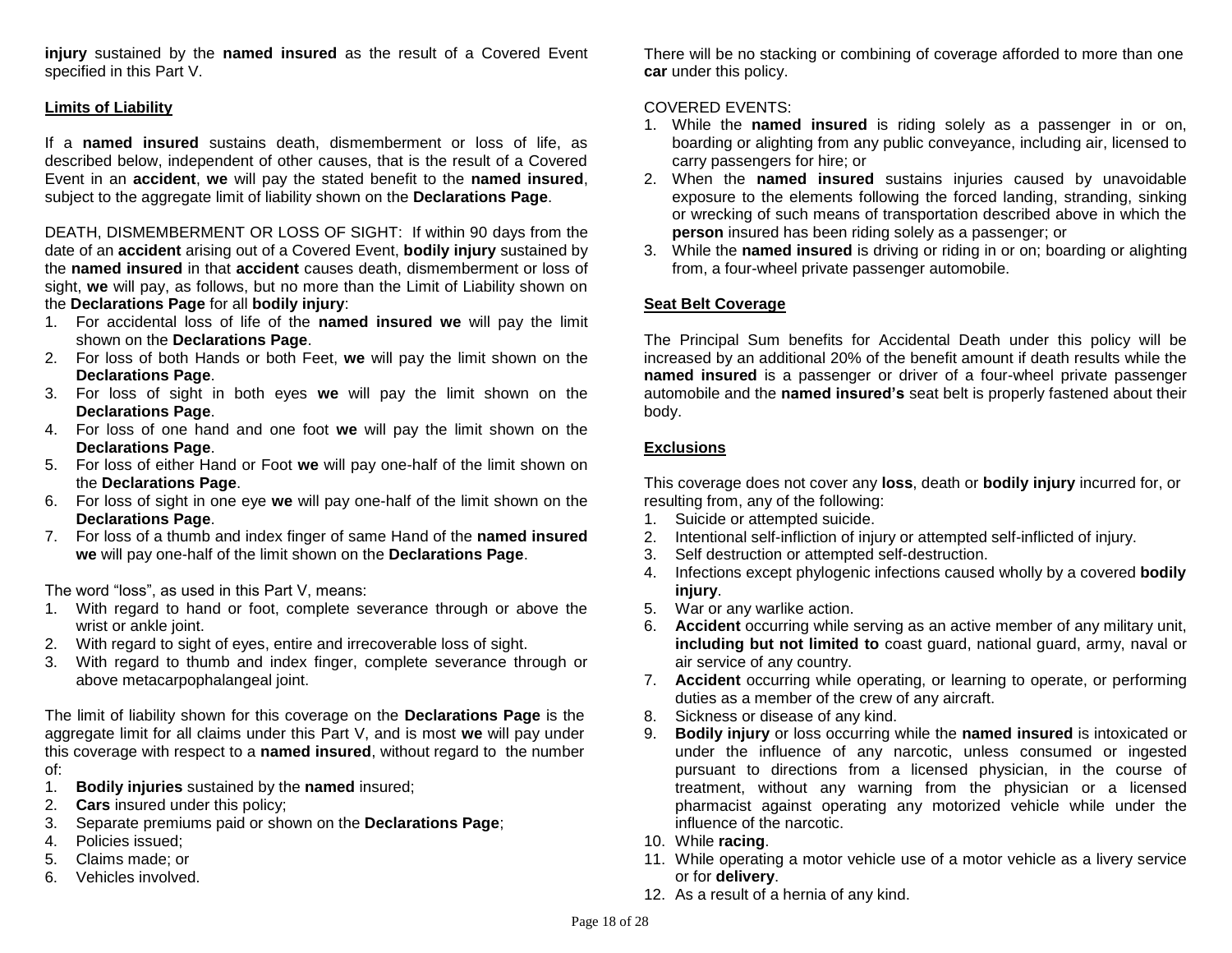**injury** sustained by the **named insured** as the result of a Covered Event specified in this Part V.

## Limits of Liability

If a **named insured** sustains death, dismemberment or loss of life, as described below, independent of other causes, that is the result of a Covered Event in an **accident**, **we** will pay the stated benefit to the **named insured**, subject to the aggregate limit of liability shown on the **Declarations Page**.

DEATH, DISMEMBERMENT OR LOSS OF SIGHT: If within 90 days from the date of an **accident** arising out of a Covered Event, **bodily injury** sustained by the **named insured** in that **accident** causes death, dismemberment or loss of sight, **we** will pay, as follows, but no more than the Limit of Liability shown on the **Declarations Page** for all **bodily injury**:

1. For accidental loss of life of the **named insured we** will pay the limit shown on the **Declarations Page**.
2. For loss of both Hands or both Feet, **we** will pay the limit shown on the **Declarations Page**.
3. For loss of sight in both eyes **we** will pay the limit shown on the **Declarations Page**.
4. For loss of one hand and one foot **we** will pay the limit shown on the **Declarations Page**.
5. For loss of either Hand or Foot **we** will pay one-half of the limit shown on the **Declarations Page**.
6. For loss of sight in one eye **we** will pay one-half of the limit shown on the **Declarations Page**.
7. For loss of a thumb and index finger of same Hand of the **named insured we** will pay one-half of the limit shown on the **Declarations Page**.

The word "loss", as used in this Part V, means:

1. With regard to hand or foot, complete severance through or above the wrist or ankle joint.
2. With regard to sight of eyes, entire and irrecoverable loss of sight.
3. With regard to thumb and index finger, complete severance through or above metacarpophalangeal joint.

The limit of liability shown for this coverage on the **Declarations Page** is the aggregate limit for all claims under this Part V, and is most **we** will pay under this coverage with respect to a **named insured**, without regard to the number of:

1. **Bodily injuries** sustained by the **named** insured;
2. **Cars** insured under this policy;
3. Separate premiums paid or shown on the **Declarations Page**;
4. Policies issued;
5. Claims made; or
6. Vehicles involved.

There will be no stacking or combining of coverage afforded to more than one **car** under this policy.

COVERED EVENTS:

1. While the **named insured** is riding solely as a passenger in or on, boarding or alighting from any public conveyance, including air, licensed to carry passengers for hire; or
2. When the **named insured** sustains injuries caused by unavoidable exposure to the elements following the forced landing, stranding, sinking or wrecking of such means of transportation described above in which the **person** insured has been riding solely as a passenger; or
3. While the **named insured** is driving or riding in or on; boarding or alighting from, a four-wheel private passenger automobile.

## Seat Belt Coverage

The Principal Sum benefits for Accidental Death under this policy will be increased by an additional 20% of the benefit amount if death results while the **named insured** is a passenger or driver of a four-wheel private passenger automobile and the **named insured's** seat belt is properly fastened about their body.

## Exclusions

This coverage does not cover any **loss**, death or **bodily injury** incurred for, or resulting from, any of the following:

1. Suicide or attempted suicide.
2. Intentional self-infliction of injury or attempted self-inflicted of injury.
3. Self destruction or attempted self-destruction.
4. Infections except phylogenic infections caused wholly by a covered **bodily injury**.
5. War or any warlike action.
6. **Accident** occurring while serving as an active member of any military unit, **including but not limited to** coast guard, national guard, army, naval or air service of any country.
7. **Accident** occurring while operating, or learning to operate, or performing duties as a member of the crew of any aircraft.
8. Sickness or disease of any kind.
9. **Bodily injury** or loss occurring while the **named insured** is intoxicated or under the influence of any narcotic, unless consumed or ingested pursuant to directions from a licensed physician, in the course of treatment, without any warning from the physician or a licensed pharmacist against operating any motorized vehicle while under the influence of the narcotic.
10. While **racing**.
11. While operating a motor vehicle use of a motor vehicle as a livery service or for **delivery**.
12. As a result of a hernia of any kind.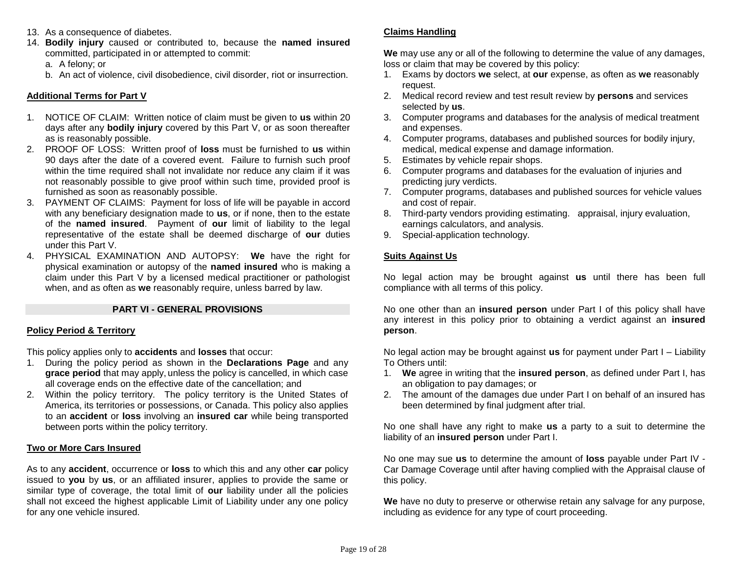13. As a consequence of diabetes.
14. **Bodily injury** caused or contributed to, because the **named insured** committed, participated in or attempted to commit:
    a. A felony; or
    b. An act of violence, civil disobedience, civil disorder, riot or insurrection.

**Additional Terms for Part V**

1. NOTICE OF CLAIM: Written notice of claim must be given to **us** within 20 days after any **bodily injury** covered by this Part V, or as soon thereafter as is reasonably possible.
2. PROOF OF LOSS: Written proof of **loss** must be furnished to **us** within 90 days after the date of a covered event. Failure to furnish such proof within the time required shall not invalidate nor reduce any claim if it was not reasonably possible to give proof within such time, provided proof is furnished as soon as reasonably possible.
3. PAYMENT OF CLAIMS: Payment for loss of life will be payable in accord with any beneficiary designation made to **us**, or if none, then to the estate of the **named insured**. Payment of **our** limit of liability to the legal representative of the estate shall be deemed discharge of **our** duties under this Part V.
4. PHYSICAL EXAMINATION AND AUTOPSY: **We** have the right for physical examination or autopsy of the **named insured** who is making a claim under this Part V by a licensed medical practitioner or pathologist when, and as often as **we** reasonably require, unless barred by law.

## PART VI - GENERAL PROVISIONS

**Policy Period & Territory**

This policy applies only to **accidents** and **losses** that occur:
1. During the policy period as shown in the **Declarations Page** and any **grace period** that may apply, unless the policy is cancelled, in which case all coverage ends on the effective date of the cancellation; and
2. Within the policy territory. The policy territory is the United States of America, its territories or possessions, or Canada. This policy also applies to an **accident** or **loss** involving an **insured car** while being transported between ports within the policy territory.

**Two or More Cars Insured**

As to any **accident**, occurrence or **loss** to which this and any other **car** policy issued to **you** by **us**, or an affiliated insurer, applies to provide the same or similar type of coverage, the total limit of **our** liability under all the policies shall not exceed the highest applicable Limit of Liability under any one policy for any one vehicle insured.

**Claims Handling**

**We** may use any or all of the following to determine the value of any damages, loss or claim that may be covered by this policy:
1. Exams by doctors **we** select, at **our** expense, as often as **we** reasonably request.
2. Medical record review and test result review by **persons** and services selected by **us**.
3. Computer programs and databases for the analysis of medical treatment and expenses.
4. Computer programs, databases and published sources for bodily injury, medical, medical expense and damage information.
5. Estimates by vehicle repair shops.
6. Computer programs and databases for the evaluation of injuries and predicting jury verdicts.
7. Computer programs, databases and published sources for vehicle values and cost of repair.
8. Third-party vendors providing estimating. appraisal, injury evaluation, earnings calculators, and analysis.
9. Special-application technology.

**Suits Against Us**

No legal action may be brought against **us** until there has been full compliance with all terms of this policy.

No one other than an **insured person** under Part I of this policy shall have any interest in this policy prior to obtaining a verdict against an **insured person**.

No legal action may be brought against **us** for payment under Part I – Liability To Others until:
1. **We** agree in writing that the **insured person**, as defined under Part I, has an obligation to pay damages; or
2. The amount of the damages due under Part I on behalf of an insured has been determined by final judgment after trial.

No one shall have any right to make **us** a party to a suit to determine the liability of an **insured person** under Part I.

No one may sue **us** to determine the amount of **loss** payable under Part IV - Car Damage Coverage until after having complied with the Appraisal clause of this policy.

**We** have no duty to preserve or otherwise retain any salvage for any purpose, including as evidence for any type of court proceeding.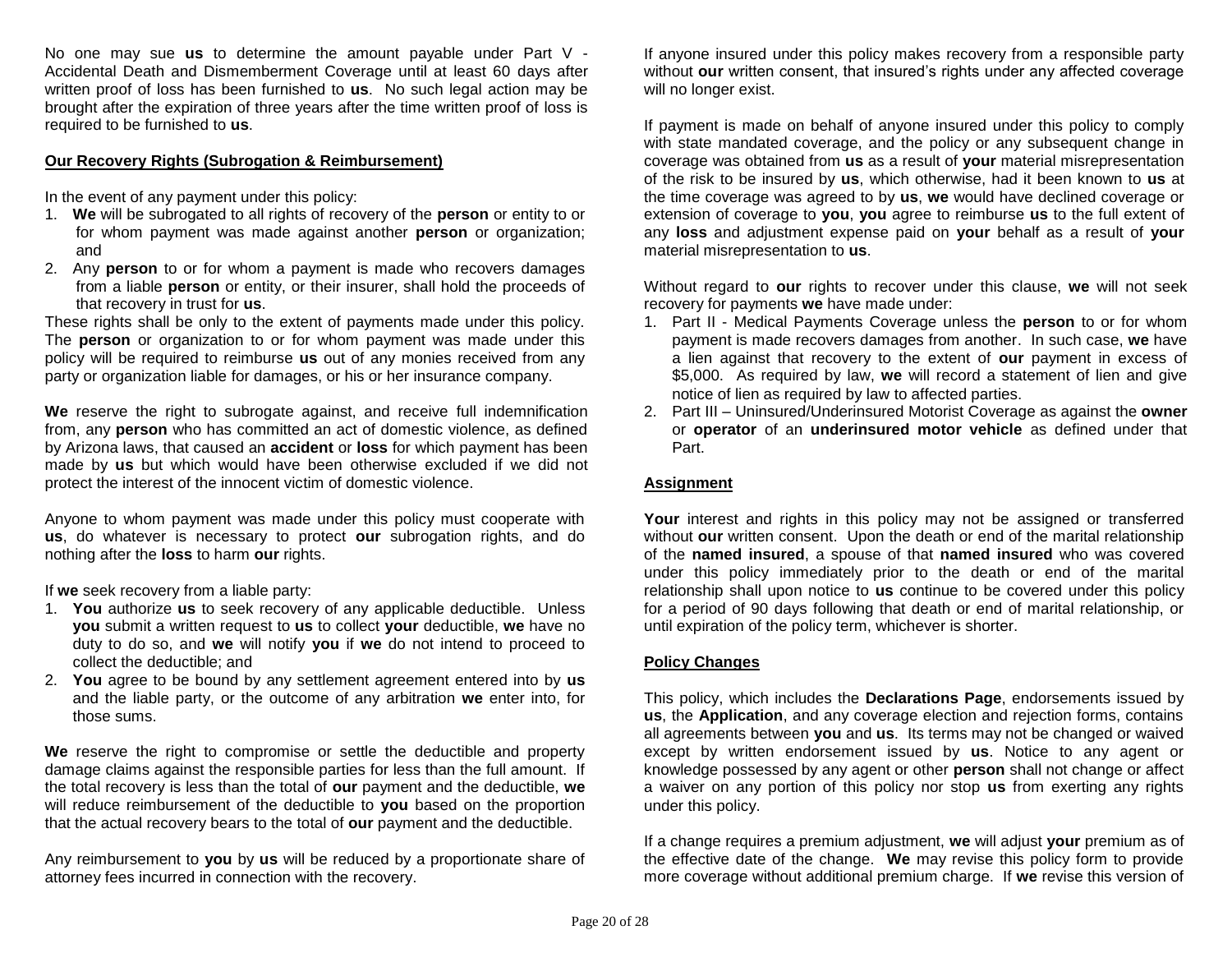No one may sue **us** to determine the amount payable under Part V - Accidental Death and Dismemberment Coverage until at least 60 days after written proof of loss has been furnished to **us**. No such legal action may be brought after the expiration of three years after the time written proof of loss is required to be furnished to **us**.

## Our Recovery Rights (Subrogation & Reimbursement)

In the event of any payment under this policy:

1. **We** will be subrogated to all rights of recovery of the **person** or entity to or for whom payment was made against another **person** or organization; and
2. Any **person** to or for whom a payment is made who recovers damages from a liable **person** or entity, or their insurer, shall hold the proceeds of that recovery in trust for **us**.

These rights shall be only to the extent of payments made under this policy. The **person** or organization to or for whom payment was made under this policy will be required to reimburse **us** out of any monies received from any party or organization liable for damages, or his or her insurance company.

**We** reserve the right to subrogate against, and receive full indemnification from, any **person** who has committed an act of domestic violence, as defined by Arizona laws, that caused an **accident** or **loss** for which payment has been made by **us** but which would have been otherwise excluded if we did not protect the interest of the innocent victim of domestic violence.

Anyone to whom payment was made under this policy must cooperate with **us**, do whatever is necessary to protect **our** subrogation rights, and do nothing after the **loss** to harm **our** rights.

If **we** seek recovery from a liable party:

1. **You** authorize **us** to seek recovery of any applicable deductible. Unless **you** submit a written request to **us** to collect **your** deductible, **we** have no duty to do so, and **we** will notify **you** if **we** do not intend to proceed to collect the deductible; and
2. **You** agree to be bound by any settlement agreement entered into by **us** and the liable party, or the outcome of any arbitration **we** enter into, for those sums.

**We** reserve the right to compromise or settle the deductible and property damage claims against the responsible parties for less than the full amount. If the total recovery is less than the total of **our** payment and the deductible, **we** will reduce reimbursement of the deductible to **you** based on the proportion that the actual recovery bears to the total of **our** payment and the deductible.

Any reimbursement to **you** by **us** will be reduced by a proportionate share of attorney fees incurred in connection with the recovery.

If anyone insured under this policy makes recovery from a responsible party without **our** written consent, that insured's rights under any affected coverage will no longer exist.

If payment is made on behalf of anyone insured under this policy to comply with state mandated coverage, and the policy or any subsequent change in coverage was obtained from **us** as a result of **your** material misrepresentation of the risk to be insured by **us**, which otherwise, had it been known to **us** at the time coverage was agreed to by **us**, **we** would have declined coverage or extension of coverage to **you**, **you** agree to reimburse **us** to the full extent of any **loss** and adjustment expense paid on **your** behalf as a result of **your** material misrepresentation to **us**.

Without regard to **our** rights to recover under this clause, **we** will not seek recovery for payments **we** have made under:

1. Part II - Medical Payments Coverage unless the **person** to or for whom payment is made recovers damages from another. In such case, **we** have a lien against that recovery to the extent of **our** payment in excess of $5,000. As required by law, **we** will record a statement of lien and give notice of lien as required by law to affected parties.
2. Part III – Uninsured/Underinsured Motorist Coverage as against the **owner** or **operator** of an **underinsured motor vehicle** as defined under that Part.

## Assignment

**Your** interest and rights in this policy may not be assigned or transferred without **our** written consent. Upon the death or end of the marital relationship of the **named insured**, a spouse of that **named insured** who was covered under this policy immediately prior to the death or end of the marital relationship shall upon notice to **us** continue to be covered under this policy for a period of 90 days following that death or end of marital relationship, or until expiration of the policy term, whichever is shorter.

## Policy Changes

This policy, which includes the **Declarations Page**, endorsements issued by **us**, the **Application**, and any coverage election and rejection forms, contains all agreements between **you** and **us**. Its terms may not be changed or waived except by written endorsement issued by **us**. Notice to any agent or knowledge possessed by any agent or other **person** shall not change or affect a waiver on any portion of this policy nor stop **us** from exerting any rights under this policy.

If a change requires a premium adjustment, **we** will adjust **your** premium as of the effective date of the change. **We** may revise this policy form to provide more coverage without additional premium charge. If **we** revise this version of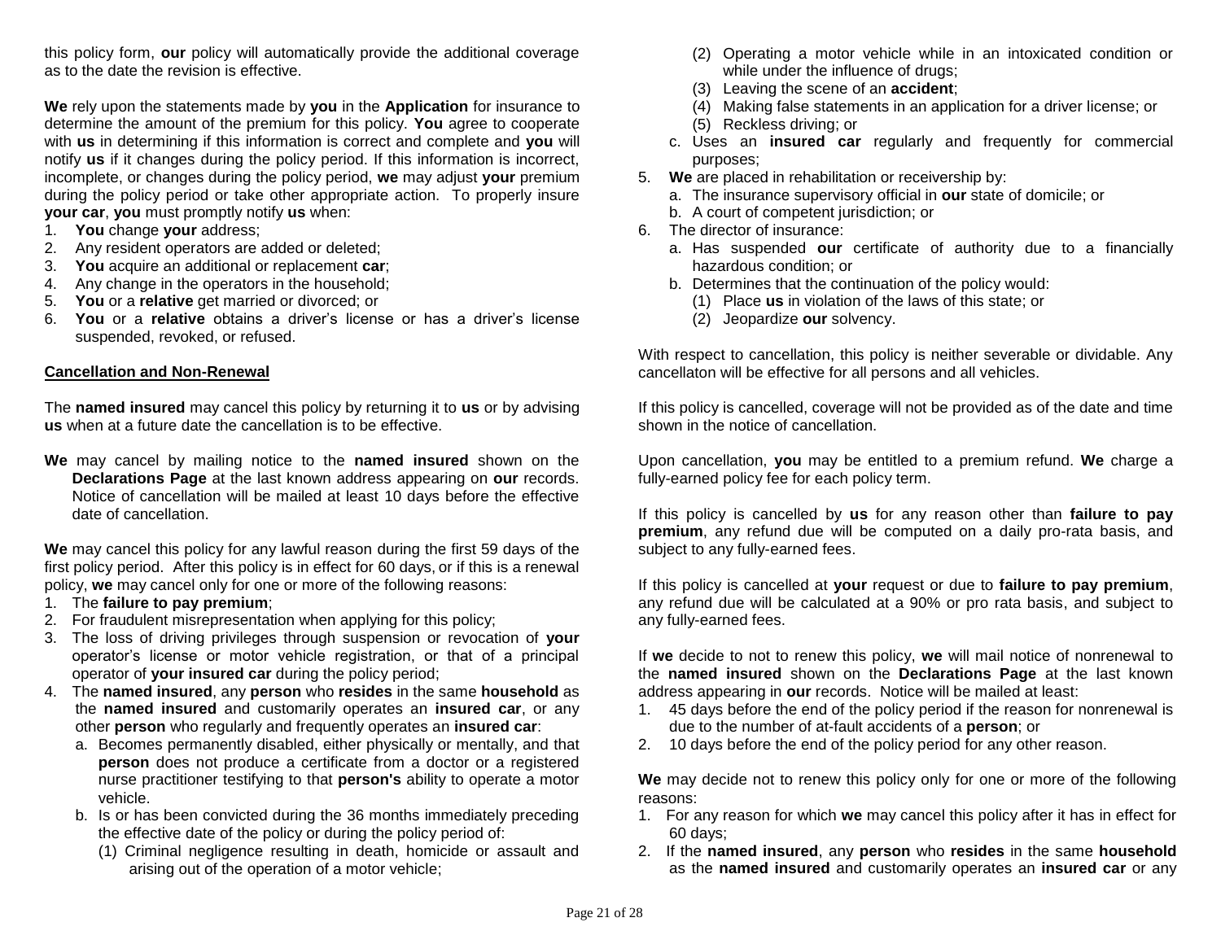this policy form, **our** policy will automatically provide the additional coverage as to the date the revision is effective.

**We** rely upon the statements made by **you** in the **Application** for insurance to determine the amount of the premium for this policy. **You** agree to cooperate with **us** in determining if this information is correct and complete and **you** will notify **us** if it changes during the policy period. If this information is incorrect, incomplete, or changes during the policy period, **we** may adjust **your** premium during the policy period or take other appropriate action. To properly insure **your car**, **you** must promptly notify **us** when:

1. **You** change **your** address;
2. Any resident operators are added or deleted;
3. **You** acquire an additional or replacement **car**;
4. Any change in the operators in the household;
5. **You** or a **relative** get married or divorced; or
6. **You** or a **relative** obtains a driver's license or has a driver's license suspended, revoked, or refused.

## Cancellation and Non-Renewal

The **named insured** may cancel this policy by returning it to **us** or by advising **us** when at a future date the cancellation is to be effective.

**We** may cancel by mailing notice to the **named insured** shown on the **Declarations Page** at the last known address appearing on **our** records. Notice of cancellation will be mailed at least 10 days before the effective date of cancellation.

**We** may cancel this policy for any lawful reason during the first 59 days of the first policy period. After this policy is in effect for 60 days, or if this is a renewal policy, **we** may cancel only for one or more of the following reasons:

1. The **failure to pay premium**;
2. For fraudulent misrepresentation when applying for this policy;
3. The loss of driving privileges through suspension or revocation of **your** operator's license or motor vehicle registration, or that of a principal operator of **your insured car** during the policy period;
4. The **named insured**, any **person** who **resides** in the same **household** as the **named insured** and customarily operates an **insured car**, or any other **person** who regularly and frequently operates an **insured car**:
   a. Becomes permanently disabled, either physically or mentally, and that **person** does not produce a certificate from a doctor or a registered nurse practitioner testifying to that **person's** ability to operate a motor vehicle.
   b. Is or has been convicted during the 36 months immediately preceding the effective date of the policy or during the policy period of:
      (1) Criminal negligence resulting in death, homicide or assault and arising out of the operation of a motor vehicle;
      (2) Operating a motor vehicle while in an intoxicated condition or while under the influence of drugs;
      (3) Leaving the scene of an **accident**;
      (4) Making false statements in an application for a driver license; or
      (5) Reckless driving; or
   c. Uses an **insured car** regularly and frequently for commercial purposes;
5. **We** are placed in rehabilitation or receivership by:
   a. The insurance supervisory official in **our** state of domicile; or
   b. A court of competent jurisdiction; or
6. The director of insurance:
   a. Has suspended **our** certificate of authority due to a financially hazardous condition; or
   b. Determines that the continuation of the policy would:
      (1) Place **us** in violation of the laws of this state; or
      (2) Jeopardize **our** solvency.

With respect to cancellation, this policy is neither severable or dividable. Any cancellaton will be effective for all persons and all vehicles.

If this policy is cancelled, coverage will not be provided as of the date and time shown in the notice of cancellation.

Upon cancellation, **you** may be entitled to a premium refund. **We** charge a fully-earned policy fee for each policy term.

If this policy is cancelled by **us** for any reason other than **failure to pay premium**, any refund due will be computed on a daily pro-rata basis, and subject to any fully-earned fees.

If this policy is cancelled at **your** request or due to **failure to pay premium**, any refund due will be calculated at a 90% or pro rata basis, and subject to any fully-earned fees.

If **we** decide to not to renew this policy, **we** will mail notice of nonrenewal to the **named insured** shown on the **Declarations Page** at the last known address appearing in **our** records. Notice will be mailed at least:

1. 45 days before the end of the policy period if the reason for nonrenewal is due to the number of at-fault accidents of a **person**; or
2. 10 days before the end of the policy period for any other reason.

**We** may decide not to renew this policy only for one or more of the following reasons:

1. For any reason for which **we** may cancel this policy after it has in effect for 60 days;
2. If the **named insured**, any **person** who **resides** in the same **household** as the **named insured** and customarily operates an **insured car** or any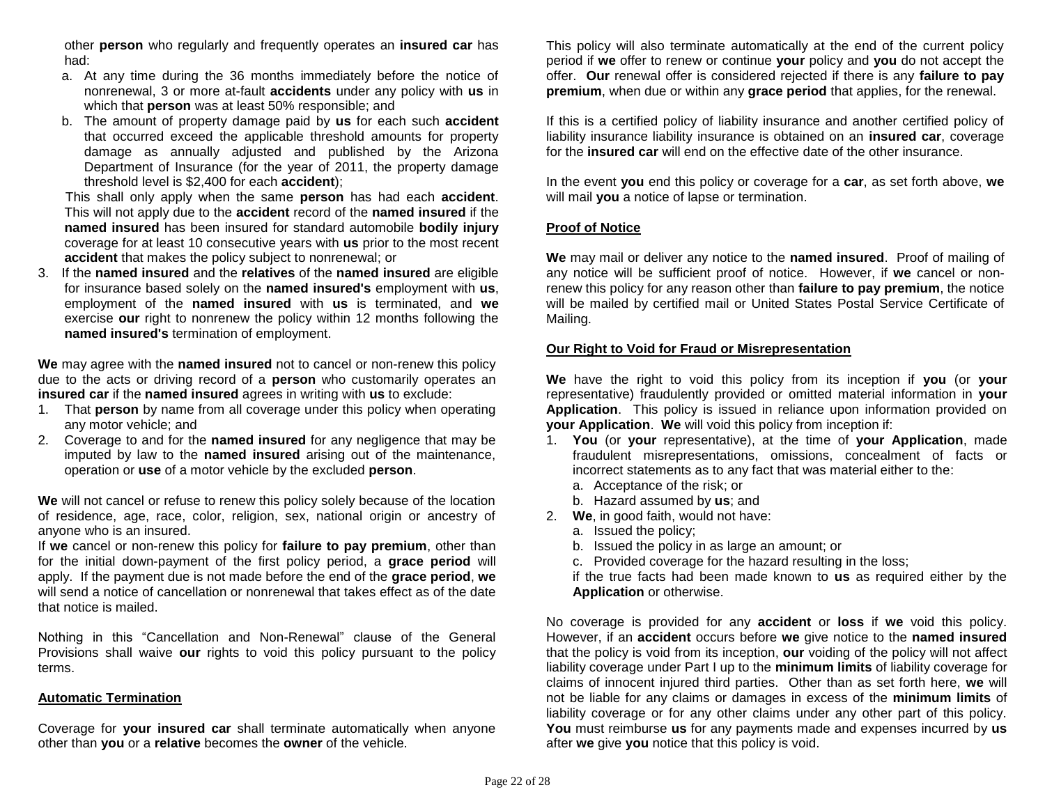other **person** who regularly and frequently operates an **insured car** has had:

a. At any time during the 36 months immediately before the notice of nonrenewal, 3 or more at-fault **accidents** under any policy with **us** in which that **person** was at least 50% responsible; and
b. The amount of property damage paid by **us** for each such **accident** that occurred exceed the applicable threshold amounts for property damage as annually adjusted and published by the Arizona Department of Insurance (for the year of 2011, the property damage threshold level is $2,400 for each **accident**);

This shall only apply when the same **person** has had each **accident**. This will not apply due to the **accident** record of the **named insured** if the **named insured** has been insured for standard automobile **bodily injury** coverage for at least 10 consecutive years with **us** prior to the most recent **accident** that makes the policy subject to nonrenewal; or

3. If the **named insured** and the **relatives** of the **named insured** are eligible for insurance based solely on the **named insured's** employment with **us**, employment of the **named insured** with **us** is terminated, and **we** exercise **our** right to nonrenew the policy within 12 months following the **named insured's** termination of employment.

**We** may agree with the **named insured** not to cancel or non-renew this policy due to the acts or driving record of a **person** who customarily operates an **insured car** if the **named insured** agrees in writing with **us** to exclude:

1. That **person** by name from all coverage under this policy when operating any motor vehicle; and
2. Coverage to and for the **named insured** for any negligence that may be imputed by law to the **named insured** arising out of the maintenance, operation or **use** of a motor vehicle by the excluded **person**.

**We** will not cancel or refuse to renew this policy solely because of the location of residence, age, race, color, religion, sex, national origin or ancestry of anyone who is an insured.

If **we** cancel or non-renew this policy for **failure to pay premium**, other than for the initial down-payment of the first policy period, a **grace period** will apply. If the payment due is not made before the end of the **grace period**, **we** will send a notice of cancellation or nonrenewal that takes effect as of the date that notice is mailed.

Nothing in this "Cancellation and Non-Renewal" clause of the General Provisions shall waive **our** rights to void this policy pursuant to the policy terms.

## Automatic Termination

Coverage for **your insured car** shall terminate automatically when anyone other than **you** or a **relative** becomes the **owner** of the vehicle.

This policy will also terminate automatically at the end of the current policy period if **we** offer to renew or continue **your** policy and **you** do not accept the offer. **Our** renewal offer is considered rejected if there is any **failure to pay premium**, when due or within any **grace period** that applies, for the renewal.

If this is a certified policy of liability insurance and another certified policy of liability insurance liability insurance is obtained on an **insured car**, coverage for the **insured car** will end on the effective date of the other insurance.

In the event **you** end this policy or coverage for a **car**, as set forth above, **we** will mail **you** a notice of lapse or termination.

## Proof of Notice

**We** may mail or deliver any notice to the **named insured**. Proof of mailing of any notice will be sufficient proof of notice. However, if **we** cancel or non-renew this policy for any reason other than **failure to pay premium**, the notice will be mailed by certified mail or United States Postal Service Certificate of Mailing.

## Our Right to Void for Fraud or Misrepresentation

**We** have the right to void this policy from its inception if **you** (or **your** representative) fraudulently provided or omitted material information in **your Application**. This policy is issued in reliance upon information provided on **your Application**. **We** will void this policy from inception if:

1. **You** (or **your** representative), at the time of **your Application**, made fraudulent misrepresentations, omissions, concealment of facts or incorrect statements as to any fact that was material either to the:
   a. Acceptance of the risk; or
   b. Hazard assumed by **us**; and
2. **We**, in good faith, would not have:
   a. Issued the policy;
   b. Issued the policy in as large an amount; or
   c. Provided coverage for the hazard resulting in the loss;

   if the true facts had been made known to **us** as required either by the **Application** or otherwise.

No coverage is provided for any **accident** or **loss** if **we** void this policy. However, if an **accident** occurs before **we** give notice to the **named insured** that the policy is void from its inception, **our** voiding of the policy will not affect liability coverage under Part I up to the **minimum limits** of liability coverage for claims of innocent injured third parties. Other than as set forth here, **we** will not be liable for any claims or damages in excess of the **minimum limits** of liability coverage or for any other claims under any other part of this policy. **You** must reimburse **us** for any payments made and expenses incurred by **us** after **we** give **you** notice that this policy is void.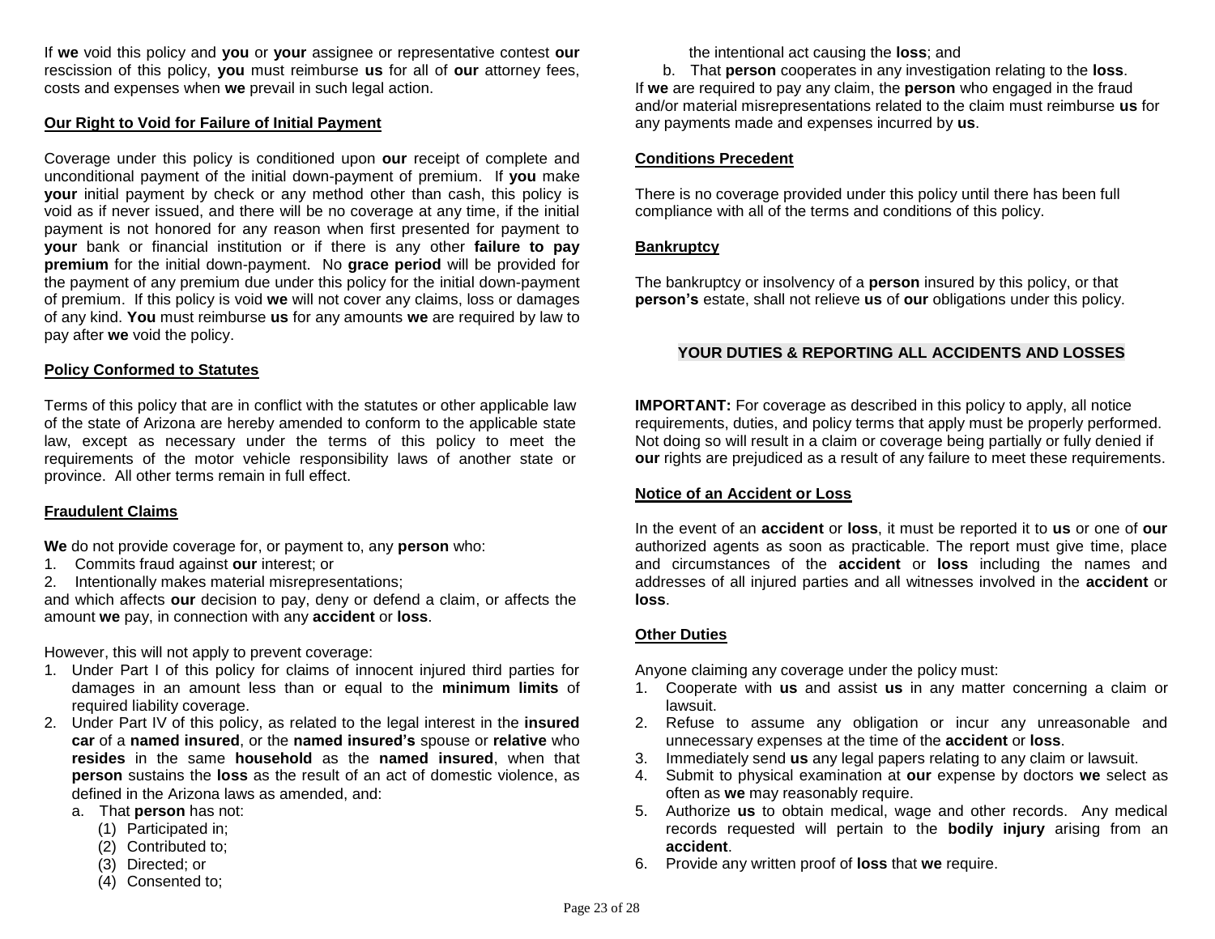If **we** void this policy and **you** or **your** assignee or representative contest **our** rescission of this policy, **you** must reimburse **us** for all of **our** attorney fees, costs and expenses when **we** prevail in such legal action.

### Our Right to Void for Failure of Initial Payment

Coverage under this policy is conditioned upon **our** receipt of complete and unconditional payment of the initial down-payment of premium. If **you** make **your** initial payment by check or any method other than cash, this policy is void as if never issued, and there will be no coverage at any time, if the initial payment is not honored for any reason when first presented for payment to **your** bank or financial institution or if there is any other **failure to pay premium** for the initial down-payment. No **grace period** will be provided for the payment of any premium due under this policy for the initial down-payment of premium. If this policy is void **we** will not cover any claims, loss or damages of any kind. **You** must reimburse **us** for any amounts **we** are required by law to pay after **we** void the policy.

### Policy Conformed to Statutes

Terms of this policy that are in conflict with the statutes or other applicable law of the state of Arizona are hereby amended to conform to the applicable state law, except as necessary under the terms of this policy to meet the requirements of the motor vehicle responsibility laws of another state or province. All other terms remain in full effect.

### Fraudulent Claims

**We** do not provide coverage for, or payment to, any **person** who:

1. Commits fraud against **our** interest; or
2. Intentionally makes material misrepresentations;

and which affects **our** decision to pay, deny or defend a claim, or affects the amount **we** pay, in connection with any **accident** or **loss**.

However, this will not apply to prevent coverage:

1. Under Part I of this policy for claims of innocent injured third parties for damages in an amount less than or equal to the **minimum limits** of required liability coverage.
2. Under Part IV of this policy, as related to the legal interest in the **insured car** of a **named insured**, or the **named insured's** spouse or **relative** who **resides** in the same **household** as the **named insured**, when that **person** sustains the **loss** as the result of an act of domestic violence, as defined in the Arizona laws as amended, and:
   a. That **person** has not:
      (1) Participated in;
      (2) Contributed to;
      (3) Directed; or
      (4) Consented to;
      
      the intentional act causing the **loss**; and
   b. That **person** cooperates in any investigation relating to the **loss**.

If **we** are required to pay any claim, the **person** who engaged in the fraud and/or material misrepresentations related to the claim must reimburse **us** for any payments made and expenses incurred by **us**.

### Conditions Precedent

There is no coverage provided under this policy until there has been full compliance with all of the terms and conditions of this policy.

### Bankruptcy

The bankruptcy or insolvency of a **person** insured by this policy, or that **person's** estate, shall not relieve **us** of **our** obligations under this policy.

## YOUR DUTIES & REPORTING ALL ACCIDENTS AND LOSSES

**IMPORTANT:** For coverage as described in this policy to apply, all notice requirements, duties, and policy terms that apply must be properly performed. Not doing so will result in a claim or coverage being partially or fully denied if **our** rights are prejudiced as a result of any failure to meet these requirements.

### Notice of an Accident or Loss

In the event of an **accident** or **loss**, it must be reported it to **us** or one of **our** authorized agents as soon as practicable. The report must give time, place and circumstances of the **accident** or **loss** including the names and addresses of all injured parties and all witnesses involved in the **accident** or **loss**.

### Other Duties

Anyone claiming any coverage under the policy must:

1. Cooperate with **us** and assist **us** in any matter concerning a claim or lawsuit.
2. Refuse to assume any obligation or incur any unreasonable and unnecessary expenses at the time of the **accident** or **loss**.
3. Immediately send **us** any legal papers relating to any claim or lawsuit.
4. Submit to physical examination at **our** expense by doctors **we** select as often as **we** may reasonably require.
5. Authorize **us** to obtain medical, wage and other records. Any medical records requested will pertain to the **bodily injury** arising from an **accident**.
6. Provide any written proof of **loss** that **we** require.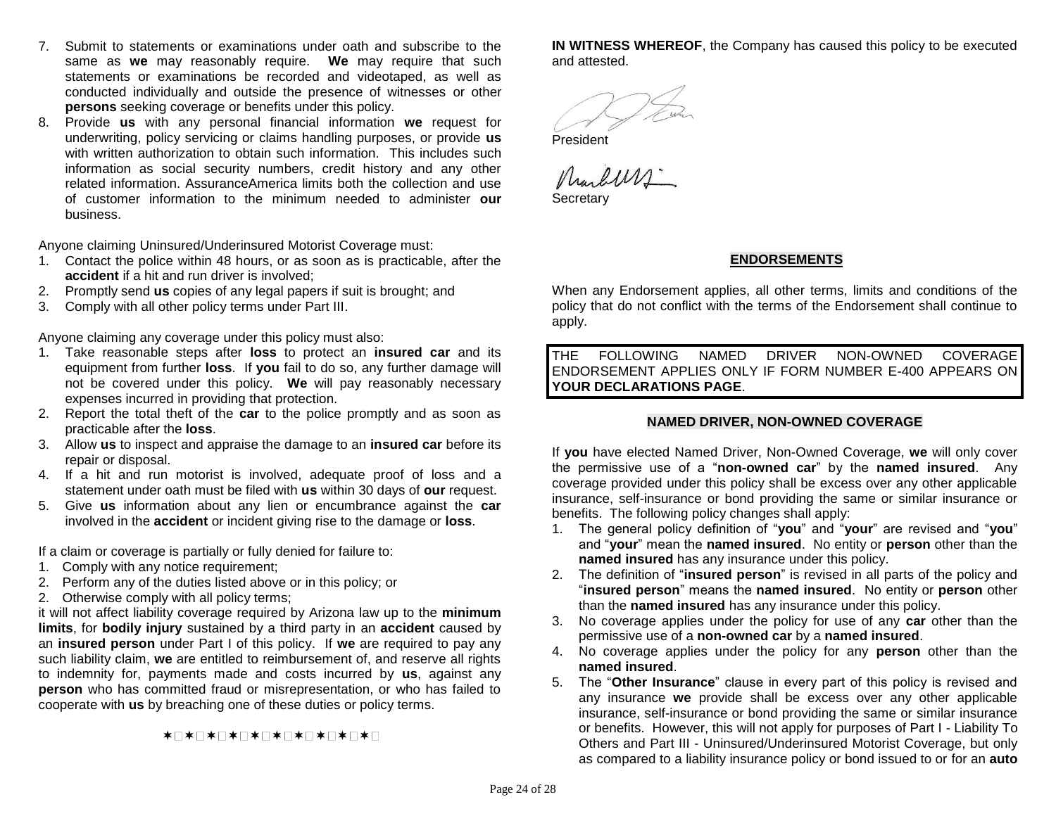7. Submit to statements or examinations under oath and subscribe to the same as **we** may reasonably require. **We** may require that such statements or examinations be recorded and videotaped, as well as conducted individually and outside the presence of witnesses or other **persons** seeking coverage or benefits under this policy.
8. Provide **us** with any personal financial information **we** request for underwriting, policy servicing or claims handling purposes, or provide **us** with written authorization to obtain such information. This includes such information as social security numbers, credit history and any other related information. AssuranceAmerica limits both the collection and use of customer information to the minimum needed to administer **our** business.

Anyone claiming Uninsured/Underinsured Motorist Coverage must:

1. Contact the police within 48 hours, or as soon as is practicable, after the **accident** if a hit and run driver is involved;
2. Promptly send **us** copies of any legal papers if suit is brought; and
3. Comply with all other policy terms under Part III.

Anyone claiming any coverage under this policy must also:

1. Take reasonable steps after **loss** to protect an **insured car** and its equipment from further **loss**. If **you** fail to do so, any further damage will not be covered under this policy. **We** will pay reasonably necessary expenses incurred in providing that protection.
2. Report the total theft of the **car** to the police promptly and as soon as practicable after the **loss**.
3. Allow **us** to inspect and appraise the damage to an **insured car** before its repair or disposal.
4. If a hit and run motorist is involved, adequate proof of loss and a statement under oath must be filed with **us** within 30 days of **our** request.
5. Give **us** information about any lien or encumbrance against the **car** involved in the **accident** or incident giving rise to the damage or **loss**.

If a claim or coverage is partially or fully denied for failure to:

1. Comply with any notice requirement;
2. Perform any of the duties listed above or in this policy; or
2. Otherwise comply with all policy terms;

it will not affect liability coverage required by Arizona law up to the **minimum limits**, for **bodily injury** sustained by a third party in an **accident** caused by an **insured person** under Part I of this policy. If **we** are required to pay any such liability claim, **we** are entitled to reimbursement of, and reserve all rights to indemnity for, payments made and costs incurred by **us**, against any **person** who has committed fraud or misrepresentation, or who has failed to cooperate with **us** by breaching one of these duties or policy terms.

✶ ✶ ✶ ✶ ✶ ✶ ✶ ✶

**IN WITNESS WHEREOF**, the Company has caused this policy to be executed and attested.

President

Secretary

## ENDORSEMENTS

When any Endorsement applies, all other terms, limits and conditions of the policy that do not conflict with the terms of the Endorsement shall continue to apply.

THE FOLLOWING NAMED DRIVER NON-OWNED COVERAGE ENDORSEMENT APPLIES ONLY IF FORM NUMBER E-400 APPEARS ON **YOUR DECLARATIONS PAGE**.

### NAMED DRIVER, NON-OWNED COVERAGE

If **you** have elected Named Driver, Non-Owned Coverage, **we** will only cover the permissive use of a "**non-owned car**" by the **named insured**. Any coverage provided under this policy shall be excess over any other applicable insurance, self-insurance or bond providing the same or similar insurance or benefits. The following policy changes shall apply:

1. The general policy definition of "**you**" and "**your**" are revised and "**you**" and "**your**" mean the **named insured**. No entity or **person** other than the **named insured** has any insurance under this policy.
2. The definition of "**insured person**" is revised in all parts of the policy and "**insured person**" means the **named insured**. No entity or **person** other than the **named insured** has any insurance under this policy.
3. No coverage applies under the policy for use of any **car** other than the permissive use of a **non-owned car** by a **named insured**.
4. No coverage applies under the policy for any **person** other than the **named insured**.
5. The "**Other Insurance**" clause in every part of this policy is revised and any insurance **we** provide shall be excess over any other applicable insurance, self-insurance or bond providing the same or similar insurance or benefits. However, this will not apply for purposes of Part I - Liability To Others and Part III - Uninsured/Underinsured Motorist Coverage, but only as compared to a liability insurance policy or bond issued to or for an **auto**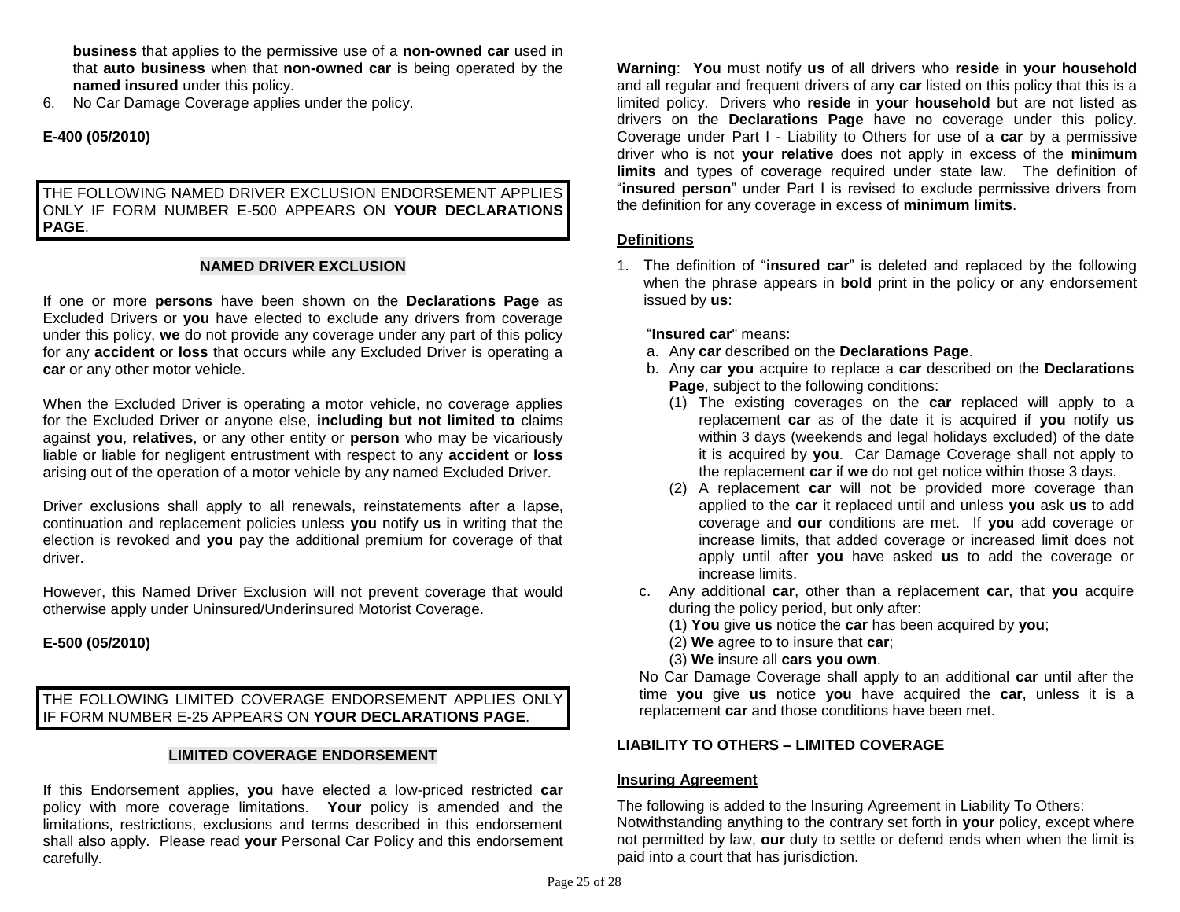**business** that applies to the permissive use of a **non-owned car** used in that **auto business** when that **non-owned car** is being operated by the **named insured** under this policy.

6. No Car Damage Coverage applies under the policy.

**E-400 (05/2010)**

THE FOLLOWING NAMED DRIVER EXCLUSION ENDORSEMENT APPLIES ONLY IF FORM NUMBER E-500 APPEARS ON **YOUR DECLARATIONS PAGE**.

## NAMED DRIVER EXCLUSION

If one or more **persons** have been shown on the **Declarations Page** as Excluded Drivers or **you** have elected to exclude any drivers from coverage under this policy, **we** do not provide any coverage under any part of this policy for any **accident** or **loss** that occurs while any Excluded Driver is operating a **car** or any other motor vehicle.

When the Excluded Driver is operating a motor vehicle, no coverage applies for the Excluded Driver or anyone else, **including but not limited to** claims against **you**, **relatives**, or any other entity or **person** who may be vicariously liable or liable for negligent entrustment with respect to any **accident** or **loss** arising out of the operation of a motor vehicle by any named Excluded Driver.

Driver exclusions shall apply to all renewals, reinstatements after a lapse, continuation and replacement policies unless **you** notify **us** in writing that the election is revoked and **you** pay the additional premium for coverage of that driver.

However, this Named Driver Exclusion will not prevent coverage that would otherwise apply under Uninsured/Underinsured Motorist Coverage.

**E-500 (05/2010)**

THE FOLLOWING LIMITED COVERAGE ENDORSEMENT APPLIES ONLY IF FORM NUMBER E-25 APPEARS ON **YOUR DECLARATIONS PAGE**.

## LIMITED COVERAGE ENDORSEMENT

If this Endorsement applies, **you** have elected a low-priced restricted **car** policy with more coverage limitations. **Your** policy is amended and the limitations, restrictions, exclusions and terms described in this endorsement shall also apply. Please read **your** Personal Car Policy and this endorsement carefully.

**Warning**: **You** must notify **us** of all drivers who **reside** in **your household** and all regular and frequent drivers of any **car** listed on this policy that this is a limited policy. Drivers who **reside** in **your household** but are not listed as drivers on the **Declarations Page** have no coverage under this policy. Coverage under Part I - Liability to Others for use of a **car** by a permissive driver who is not **your relative** does not apply in excess of the **minimum limits** and types of coverage required under state law. The definition of "**insured person**" under Part I is revised to exclude permissive drivers from the definition for any coverage in excess of **minimum limits**.

### Definitions

1. The definition of "**insured car**" is deleted and replaced by the following when the phrase appears in **bold** print in the policy or any endorsement issued by **us**:

   "**Insured car**" means:

   a. Any **car** described on the **Declarations Page**.
   b. Any **car you** acquire to replace a **car** described on the **Declarations Page**, subject to the following conditions:
      (1) The existing coverages on the **car** replaced will apply to a replacement **car** as of the date it is acquired if **you** notify **us** within 3 days (weekends and legal holidays excluded) of the date it is acquired by **you**. Car Damage Coverage shall not apply to the replacement **car** if **we** do not get notice within those 3 days.
      (2) A replacement **car** will not be provided more coverage than applied to the **car** it replaced until and unless **you** ask **us** to add coverage and **our** conditions are met. If **you** add coverage or increase limits, that added coverage or increased limit does not apply until after **you** have asked **us** to add the coverage or increase limits.
   c. Any additional **car**, other than a replacement **car**, that **you** acquire during the policy period, but only after:
      (1) **You** give **us** notice the **car** has been acquired by **you**;
      (2) **We** agree to to insure that **car**;
      (3) **We** insure all **cars you own**.

   No Car Damage Coverage shall apply to an additional **car** until after the time **you** give **us** notice **you** have acquired the **car**, unless it is a replacement **car** and those conditions have been met.

### LIABILITY TO OTHERS – LIMITED COVERAGE

#### Insuring Agreement

The following is added to the Insuring Agreement in Liability To Others:
Notwithstanding anything to the contrary set forth in **your** policy, except where not permitted by law, **our** duty to settle or defend ends when when the limit is paid into a court that has jurisdiction.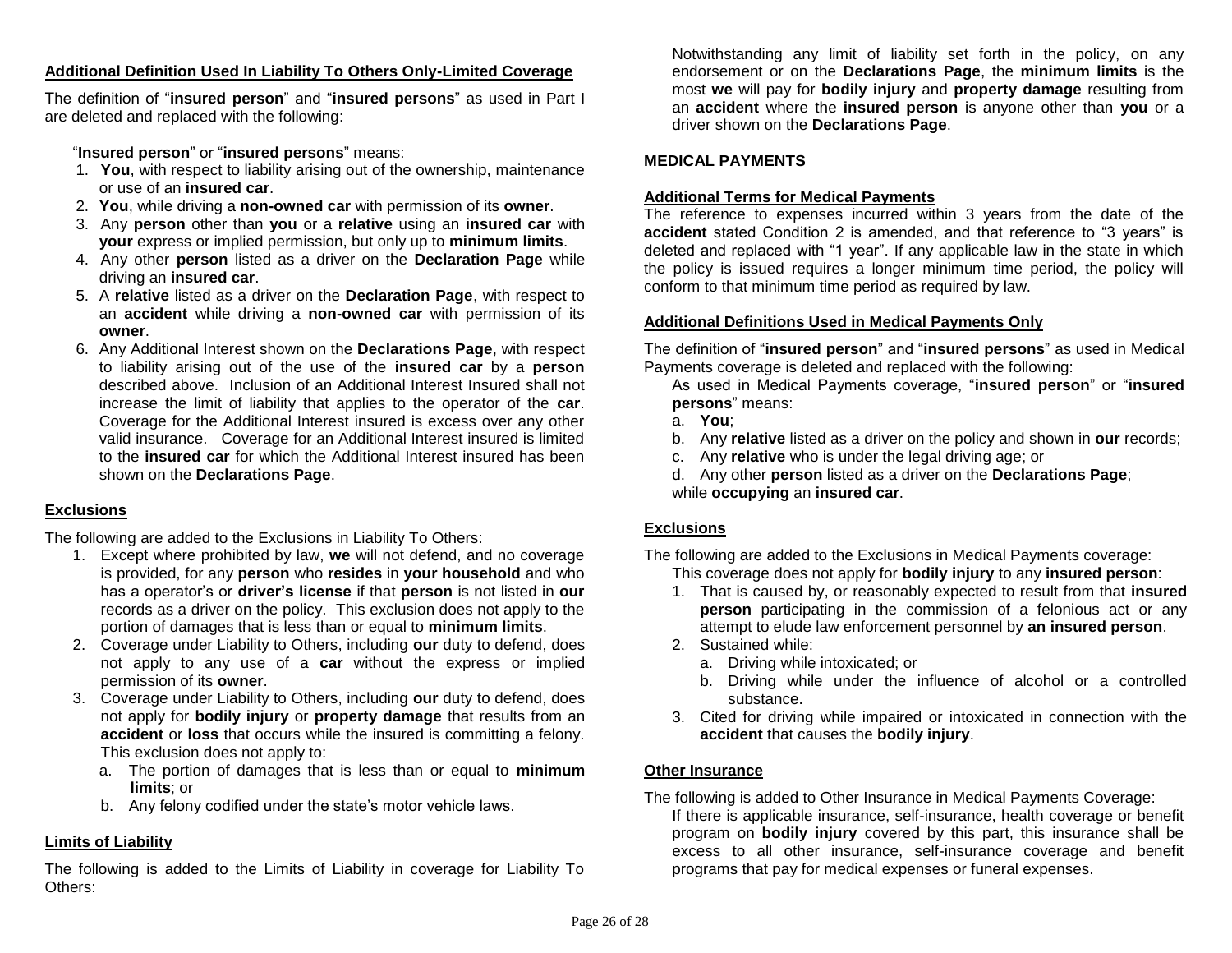#### Additional Definition Used In Liability To Others Only-Limited Coverage

The definition of "**insured person**" and "**insured persons**" as used in Part I are deleted and replaced with the following:

"**Insured person**" or "**insured persons**" means:

1. **You**, with respect to liability arising out of the ownership, maintenance or use of an **insured car**.
2. **You**, while driving a **non-owned car** with permission of its **owner**.
3. Any **person** other than **you** or a **relative** using an **insured car** with **your** express or implied permission, but only up to **minimum limits**.
4. Any other **person** listed as a driver on the **Declaration Page** while driving an **insured car**.
5. A **relative** listed as a driver on the **Declaration Page**, with respect to an **accident** while driving a **non-owned car** with permission of its **owner**.
6. Any Additional Interest shown on the **Declarations Page**, with respect to liability arising out of the use of the **insured car** by a **person** described above. Inclusion of an Additional Interest Insured shall not increase the limit of liability that applies to the operator of the **car**. Coverage for the Additional Interest insured is excess over any other valid insurance. Coverage for an Additional Interest insured is limited to the **insured car** for which the Additional Interest insured has been shown on the **Declarations Page**.

#### Exclusions

The following are added to the Exclusions in Liability To Others:

1. Except where prohibited by law, **we** will not defend, and no coverage is provided, for any **person** who **resides** in **your household** and who has a operator's or **driver's license** if that **person** is not listed in **our** records as a driver on the policy. This exclusion does not apply to the portion of damages that is less than or equal to **minimum limits**.
2. Coverage under Liability to Others, including **our** duty to defend, does not apply to any use of a **car** without the express or implied permission of its **owner**.
3. Coverage under Liability to Others, including **our** duty to defend, does not apply for **bodily injury** or **property damage** that results from an **accident** or **loss** that occurs while the insured is committing a felony. This exclusion does not apply to:
   a. The portion of damages that is less than or equal to **minimum limits**; or
   b. Any felony codified under the state's motor vehicle laws.

#### Limits of Liability

The following is added to the Limits of Liability in coverage for Liability To Others:

Notwithstanding any limit of liability set forth in the policy, on any endorsement or on the **Declarations Page**, the **minimum limits** is the most **we** will pay for **bodily injury** and **property damage** resulting from an **accident** where the **insured person** is anyone other than **you** or a driver shown on the **Declarations Page**.

### MEDICAL PAYMENTS

#### Additional Terms for Medical Payments

The reference to expenses incurred within 3 years from the date of the **accident** stated Condition 2 is amended, and that reference to "3 years" is deleted and replaced with "1 year". If any applicable law in the state in which the policy is issued requires a longer minimum time period, the policy will conform to that minimum time period as required by law.

#### Additional Definitions Used in Medical Payments Only

The definition of "**insured person**" and "**insured persons**" as used in Medical Payments coverage is deleted and replaced with the following:

As used in Medical Payments coverage, "**insured person**" or "**insured persons**" means:

a. **You**;
b. Any **relative** listed as a driver on the policy and shown in **our** records;
c. Any **relative** who is under the legal driving age; or
d. Any other **person** listed as a driver on the **Declarations Page**;

while **occupying** an **insured car**.

#### Exclusions

The following are added to the Exclusions in Medical Payments coverage:

This coverage does not apply for **bodily injury** to any **insured person**:

1. That is caused by, or reasonably expected to result from that **insured person** participating in the commission of a felonious act or any attempt to elude law enforcement personnel by **an insured person**.
2. Sustained while:
   a. Driving while intoxicated; or
   b. Driving while under the influence of alcohol or a controlled substance.
3. Cited for driving while impaired or intoxicated in connection with the **accident** that causes the **bodily injury**.

#### Other Insurance

The following is added to Other Insurance in Medical Payments Coverage:

If there is applicable insurance, self-insurance, health coverage or benefit program on **bodily injury** covered by this part, this insurance shall be excess to all other insurance, self-insurance coverage and benefit programs that pay for medical expenses or funeral expenses.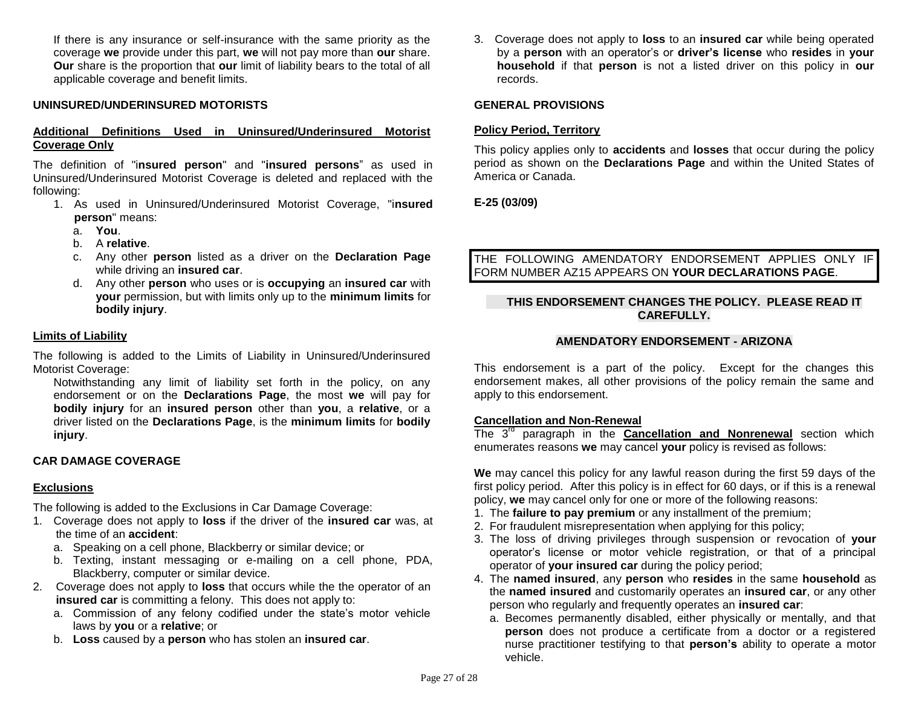If there is any insurance or self-insurance with the same priority as the coverage **we** provide under this part, **we** will not pay more than **our** share. **Our** share is the proportion that **our** limit of liability bears to the total of all applicable coverage and benefit limits.

## UNINSURED/UNDERINSURED MOTORISTS

### Additional Definitions Used in Uninsured/Underinsured Motorist Coverage Only

The definition of "**insured person**" and "**insured persons**" as used in Uninsured/Underinsured Motorist Coverage is deleted and replaced with the following:

1. As used in Uninsured/Underinsured Motorist Coverage, "**insured person**" means:
   a. **You**.
   b. A **relative**.
   c. Any other **person** listed as a driver on the **Declaration Page** while driving an **insured car**.
   d. Any other **person** who uses or is **occupying** an **insured car** with **your** permission, but with limits only up to the **minimum limits** for **bodily injury**.

### Limits of Liability

The following is added to the Limits of Liability in Uninsured/Underinsured Motorist Coverage:

Notwithstanding any limit of liability set forth in the policy, on any endorsement or on the **Declarations Page**, the most **we** will pay for **bodily injury** for an **insured person** other than **you**, a **relative**, or a driver listed on the **Declarations Page**, is the **minimum limits** for **bodily injury**.

## CAR DAMAGE COVERAGE

### Exclusions

The following is added to the Exclusions in Car Damage Coverage:

1. Coverage does not apply to **loss** if the driver of the **insured car** was, at the time of an **accident**:
   a. Speaking on a cell phone, Blackberry or similar device; or
   b. Texting, instant messaging or e-mailing on a cell phone, PDA, Blackberry, computer or similar device.
2. Coverage does not apply to **loss** that occurs while the the operator of an **insured car** is committing a felony. This does not apply to:
   a. Commission of any felony codified under the state's motor vehicle laws by **you** or a **relative**; or
   b. **Loss** caused by a **person** who has stolen an **insured car**.
3. Coverage does not apply to **loss** to an **insured car** while being operated by a **person** with an operator's or **driver's license** who **resides** in **your household** if that **person** is not a listed driver on this policy in **our** records.

## GENERAL PROVISIONS

### Policy Period, Territory

This policy applies only to **accidents** and **losses** that occur during the policy period as shown on the **Declarations Page** and within the United States of America or Canada.

**E-25 (03/09)**

THE FOLLOWING AMENDATORY ENDORSEMENT APPLIES ONLY IF FORM NUMBER AZ15 APPEARS ON **YOUR DECLARATIONS PAGE**.

**THIS ENDORSEMENT CHANGES THE POLICY. PLEASE READ IT CAREFULLY.**

## AMENDATORY ENDORSEMENT - ARIZONA

This endorsement is a part of the policy. Except for the changes this endorsement makes, all other provisions of the policy remain the same and apply to this endorsement.

### Cancellation and Non-Renewal

The 3rd paragraph in the **Cancellation and Nonrenewal** section which enumerates reasons **we** may cancel **your** policy is revised as follows:

**We** may cancel this policy for any lawful reason during the first 59 days of the first policy period. After this policy is in effect for 60 days, or if this is a renewal policy, **we** may cancel only for one or more of the following reasons:

1. The **failure to pay premium** or any installment of the premium;
2. For fraudulent misrepresentation when applying for this policy;
3. The loss of driving privileges through suspension or revocation of **your** operator's license or motor vehicle registration, or that of a principal operator of **your insured car** during the policy period;
4. The **named insured**, any **person** who **resides** in the same **household** as the **named insured** and customarily operates an **insured car**, or any other person who regularly and frequently operates an **insured car**:
   a. Becomes permanently disabled, either physically or mentally, and that **person** does not produce a certificate from a doctor or a registered nurse practitioner testifying to that **person's** ability to operate a motor vehicle.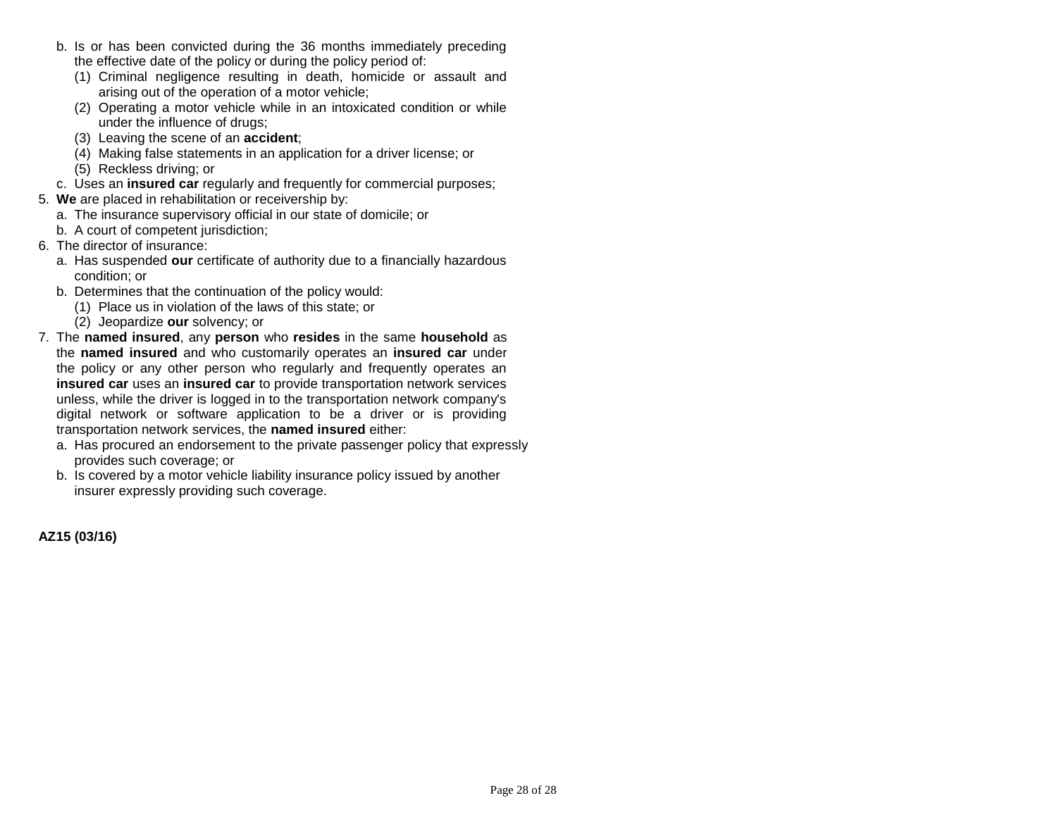b. Is or has been convicted during the 36 months immediately preceding the effective date of the policy or during the policy period of:
   (1) Criminal negligence resulting in death, homicide or assault and arising out of the operation of a motor vehicle;
   (2) Operating a motor vehicle while in an intoxicated condition or while under the influence of drugs;
   (3) Leaving the scene of an **accident**;
   (4) Making false statements in an application for a driver license; or
   (5) Reckless driving; or
c. Uses an **insured car** regularly and frequently for commercial purposes;

5. **We** are placed in rehabilitation or receivership by:
   a. The insurance supervisory official in our state of domicile; or
   b. A court of competent jurisdiction;
6. The director of insurance:
   a. Has suspended **our** certificate of authority due to a financially hazardous condition; or
   b. Determines that the continuation of the policy would:
      (1) Place us in violation of the laws of this state; or
      (2) Jeopardize **our** solvency; or
7. The **named insured**, any **person** who **resides** in the same **household** as the **named insured** and who customarily operates an **insured car** under the policy or any other person who regularly and frequently operates an **insured car** uses an **insured car** to provide transportation network services unless, while the driver is logged in to the transportation network company's digital network or software application to be a driver or is providing transportation network services, the **named insured** either:
   a. Has procured an endorsement to the private passenger policy that expressly provides such coverage; or
   b. Is covered by a motor vehicle liability insurance policy issued by another insurer expressly providing such coverage.

**AZ15 (03/16)**